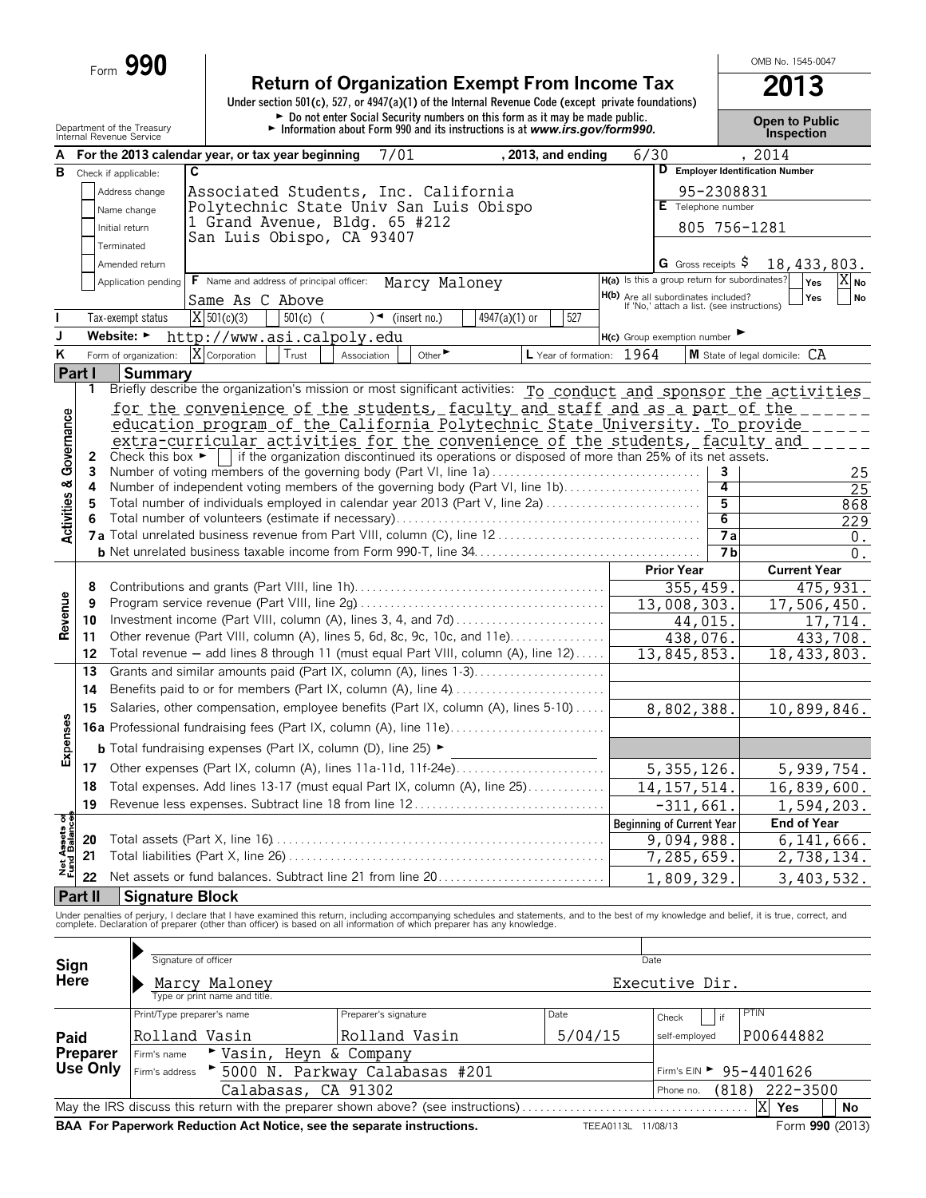Form **990**

# Return of Organization Exempt From Income Tax

**2013**

OMB No. 1545-0047

Under section 501(c), 527, or 4947(a)(1) of the Internal Revenue Code (except private foundations)

► Do not enter Social Security numbers on this form as it may be made public.

► Information about Form 990 and its instructions is at *www.irs.gov/form990*.

Department of the Treasury
Internal Revenue Service

**Open to Public Inspection**

**A** For the 2013 calendar year, or tax year beginning 7/01 , 2013, and ending 6/30 , 2014

**B** Check if applicable:
- [ ] Address change
- [ ] Name change
- [ ] Initial return
- [ ] Terminated
- [ ] Amended return
- [ ] Application pending

**C** Associated Students, Inc. California Polytechnic State Univ San Luis Obispo
1 Grand Avenue, Bldg. 65 #212
San Luis Obispo, CA 93407

**D** Employer Identification Number: 95-2308831

**E** Telephone number: 805 756-1281

**G** Gross receipts $ 18,433,803.

**F** Name and address of principal officer: Marcy Maloney
Same As C Above

**H(a)** Is this a group return for subordinates? [ ] Yes [X] No

**H(b)** Are all subordinates included? [ ] Yes [ ] No
If 'No,' attach a list. (see instructions)

**I** Tax-exempt status: [X] 501(c)(3) [ ] 501(c) ( ) ◄ (insert no.) [ ] 4947(a)(1) or [ ] 527

**J** Website: ► http://www.asi.calpoly.edu

**H(c)** Group exemption number ►

**K** Form of organization: [X] Corporation [ ] Trust [ ] Association [ ] Other ►

**L** Year of formation: 1964

**M** State of legal domicile: CA

## Part I Summary

### Activities & Governance

1 Briefly describe the organization's mission or most significant activities: To conduct and sponsor the activities for the convenience of the students, faculty and staff and as a part of the education program of the California Polytechnic State University. To provide extra-curricular activities for the convenience of the students, faculty and

2 Check this box ► [ ] if the organization discontinued its operations or disposed of more than 25% of its net assets.

| Line | Description | No. | Value |
|---|---|---|---|
| 3 | Number of voting members of the governing body (Part VI, line 1a) | 3 | 25 |
| 4 | Number of independent voting members of the governing body (Part VI, line 1b) | 4 | 25 |
| 5 | Total number of individuals employed in calendar year 2013 (Part V, line 2a) | 5 | 868 |
| 6 | Total number of volunteers (estimate if necessary) | 6 | 229 |
| 7a | Total unrelated business revenue from Part VIII, column (C), line 12 | 7a | 0. |
| b | Net unrelated business taxable income from Form 990-T, line 34 | 7b | 0. |

### Revenue / Expenses

| Line | Description | Prior Year | Current Year |
|---|---|---|---|
| 8 | Contributions and grants (Part VIII, line 1h) | 355,459. | 475,931. |
| 9 | Program service revenue (Part VIII, line 2g) | 13,008,303. | 17,506,450. |
| 10 | Investment income (Part VIII, column (A), lines 3, 4, and 7d) | 44,015. | 17,714. |
| 11 | Other revenue (Part VIII, column (A), lines 5, 6d, 8c, 9c, 10c, and 11e) | 438,076. | 433,708. |
| 12 | Total revenue — add lines 8 through 11 (must equal Part VIII, column (A), line 12) | 13,845,853. | 18,433,803. |
| 13 | Grants and similar amounts paid (Part IX, column (A), lines 1-3) | | |
| 14 | Benefits paid to or for members (Part IX, column (A), line 4) | | |
| 15 | Salaries, other compensation, employee benefits (Part IX, column (A), lines 5-10) | 8,802,388. | 10,899,846. |
| 16a | Professional fundraising fees (Part IX, column (A), line 11e) | | |
| b | Total fundraising expenses (Part IX, column (D), line 25) ► | | |
| 17 | Other expenses (Part IX, column (A), lines 11a-11d, 11f-24e) | 5,355,126. | 5,939,754. |
| 18 | Total expenses. Add lines 13-17 (must equal Part IX, column (A), line 25) | 14,157,514. | 16,839,600. |
| 19 | Revenue less expenses. Subtract line 18 from line 12 | -311,661. | 1,594,203. |

### Net Assets or Fund Balances

| Line | Description | Beginning of Current Year | End of Year |
|---|---|---|---|
| 20 | Total assets (Part X, line 16) | 9,094,988. | 6,141,666. |
| 21 | Total liabilities (Part X, line 26) | 7,285,659. | 2,738,134. |
| 22 | Net assets or fund balances. Subtract line 21 from line 20 | 1,809,329. | 3,403,532. |

## Part II Signature Block

Under penalties of perjury, I declare that I have examined this return, including accompanying schedules and statements, and to the best of my knowledge and belief, it is true, correct, and complete. Declaration of preparer (other than officer) is based on all information of which preparer has any knowledge.

**Sign Here**

Signature of officer — Date

Marcy Maloney — Executive Dir.
Type or print name and title.

**Paid Preparer Use Only**

| Print/Type preparer's name | Preparer's signature | Date | Check [ ] if self-employed | PTIN |
|---|---|---|---|---|
| Rolland Vasin | Rolland Vasin | 5/04/15 | | P00644882 |

Firm's name ► Vasin, Heyn & Company

Firm's address ► 5000 N. Parkway Calabasas #201, Calabasas, CA 91302

Firm's EIN ► 95-4401626

Phone no. (818) 222-3500

May the IRS discuss this return with the preparer shown above? (see instructions) [X] Yes [ ] No

**BAA For Paperwork Reduction Act Notice, see the separate instructions.** TEEA0113L 11/08/13 Form **990** (2013)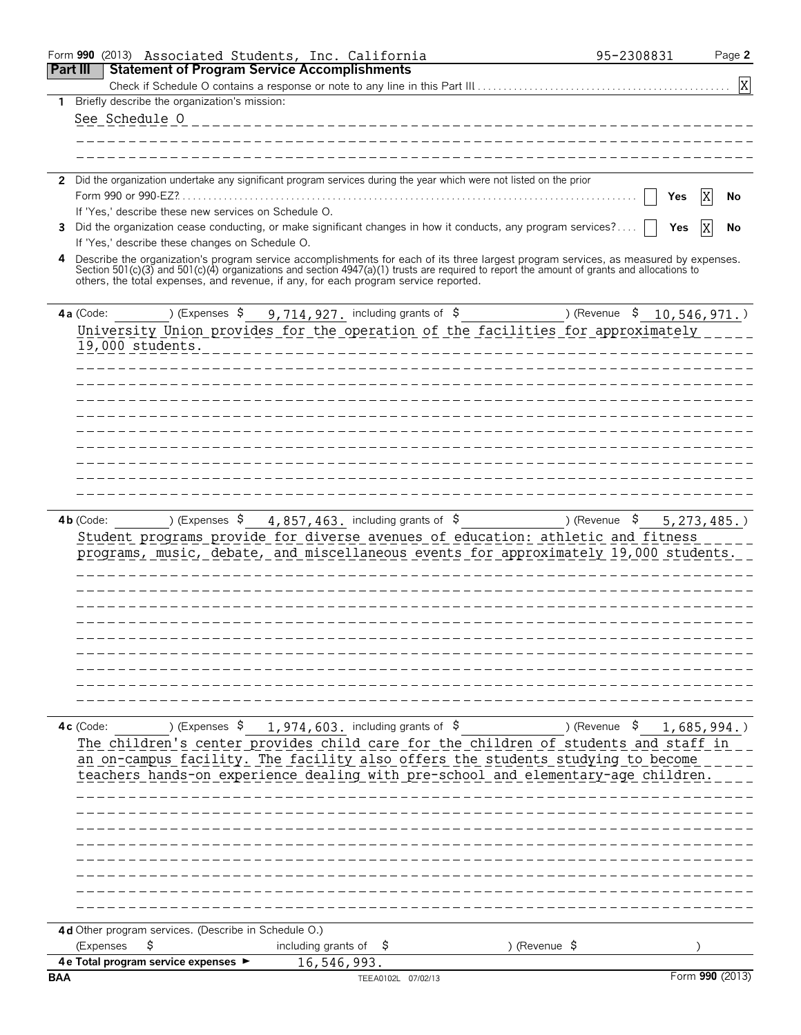Form **990** (2013) Associated Students, Inc. California 95-2308831 Page **2**

## Part III Statement of Program Service Accomplishments

Check if Schedule O contains a response or note to any line in this Part III .......... [X]

**1** Briefly describe the organization's mission:

See Schedule O

**2** Did the organization undertake any significant program services during the year which were not listed on the prior Form 990 or 990-EZ? .......... [ ] Yes [X] No

If 'Yes,' describe these new services on Schedule O.

**3** Did the organization cease conducting, or make significant changes in how it conducts, any program services? .... [ ] Yes [X] No

If 'Yes,' describe these changes on Schedule O.

**4** Describe the organization's program service accomplishments for each of its three largest program services, as measured by expenses. Section 501(c)(3) and 501(c)(4) organizations and section 4947(a)(1) trusts are required to report the amount of grants and allocations to others, the total expenses, and revenue, if any, for each program service reported.

**4a** (Code: ) (Expenses $ 9,714,927. including grants of $ ) (Revenue $ 10,546,971.)

University Union provides for the operation of the facilities for approximately 19,000 students.

**4b** (Code: ) (Expenses $ 4,857,463. including grants of $ ) (Revenue $ 5,273,485.)

Student programs provide for diverse avenues of education: athletic and fitness programs, music, debate, and miscellaneous events for approximately 19,000 students.

**4c** (Code: ) (Expenses $ 1,974,603. including grants of $ ) (Revenue $ 1,685,994.)

The children's center provides child care for the children of students and staff in an on-campus facility. The facility also offers the students studying to become teachers hands-on experience dealing with pre-school and elementary-age children.

**4d** Other program services. (Describe in Schedule O.)

(Expenses $ including grants of $ ) (Revenue $ )

**4e Total program service expenses** ► 16,546,993.

BAA TEEA0102L 07/02/13 Form **990** (2013)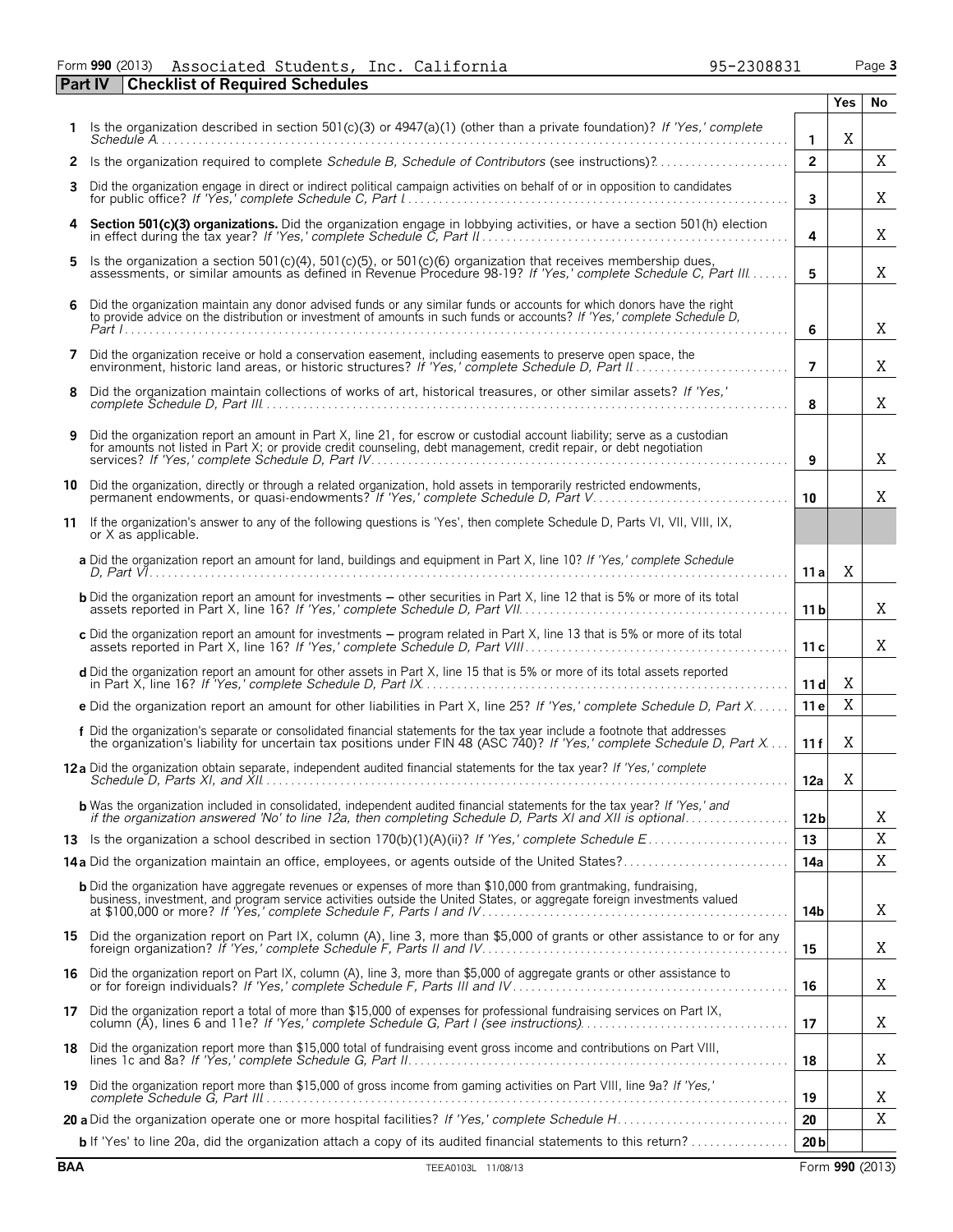Form **990** (2013) Associated Students, Inc. California 95-2308831

## Part IV Checklist of Required Schedules

| | | | Yes | No |
|---|---|---|---|---|
| **1** | Is the organization described in section 501(c)(3) or 4947(a)(1) (other than a private foundation)? *If 'Yes,' complete Schedule A* | **1** | X | |
| **2** | Is the organization required to complete *Schedule B, Schedule of Contributors* (see instructions)? | **2** | | X |
| **3** | Did the organization engage in direct or indirect political campaign activities on behalf of or in opposition to candidates for public office? *If 'Yes,' complete Schedule C, Part I* | **3** | | X |
| **4** | **Section 501(c)(3) organizations.** Did the organization engage in lobbying activities, or have a section 501(h) election in effect during the tax year? *If 'Yes,' complete Schedule C, Part II* | **4** | | X |
| **5** | Is the organization a section 501(c)(4), 501(c)(5), or 501(c)(6) organization that receives membership dues, assessments, or similar amounts as defined in Revenue Procedure 98-19? *If 'Yes,' complete Schedule C, Part III* | **5** | | X |
| **6** | Did the organization maintain any donor advised funds or any similar funds or accounts for which donors have the right to provide advice on the distribution or investment of amounts in such funds or accounts? *If 'Yes,' complete Schedule D, Part I* | **6** | | X |
| **7** | Did the organization receive or hold a conservation easement, including easements to preserve open space, the environment, historic land areas, or historic structures? *If 'Yes,' complete Schedule D, Part II* | **7** | | X |
| **8** | Did the organization maintain collections of works of art, historical treasures, or other similar assets? *If 'Yes,' complete Schedule D, Part III* | **8** | | X |
| **9** | Did the organization report an amount in Part X, line 21, for escrow or custodial account liability; serve as a custodian for amounts not listed in Part X; or provide credit counseling, debt management, credit repair, or debt negotiation services? *If 'Yes,' complete Schedule D, Part IV* | **9** | | X |
| **10** | Did the organization, directly or through a related organization, hold assets in temporarily restricted endowments, permanent endowments, or quasi-endowments? *If 'Yes,' complete Schedule D, Part V* | **10** | | X |
| **11** | If the organization's answer to any of the following questions is 'Yes', then complete Schedule D, Parts VI, VII, VIII, IX, or X as applicable. | | | |
| | **a** Did the organization report an amount for land, buildings and equipment in Part X, line 10? *If 'Yes,' complete Schedule D, Part VI* | **11 a** | X | |
| | **b** Did the organization report an amount for investments – other securities in Part X, line 12 that is 5% or more of its total assets reported in Part X, line 16? *If 'Yes,' complete Schedule D, Part VII* | **11 b** | | X |
| | **c** Did the organization report an amount for investments – program related in Part X, line 13 that is 5% or more of its total assets reported in Part X, line 16? *If 'Yes,' complete Schedule D, Part VIII* | **11 c** | | X |
| | **d** Did the organization report an amount for other assets in Part X, line 15 that is 5% or more of its total assets reported in Part X, line 16? *If 'Yes,' complete Schedule D, Part IX* | **11 d** | X | |
| | **e** Did the organization report an amount for other liabilities in Part X, line 25? *If 'Yes,' complete Schedule D, Part X* | **11 e** | X | |
| | **f** Did the organization's separate or consolidated financial statements for the tax year include a footnote that addresses the organization's liability for uncertain tax positions under FIN 48 (ASC 740)? *If 'Yes,' complete Schedule D, Part X* | **11 f** | X | |
| **12 a** | Did the organization obtain separate, independent audited financial statements for the tax year? *If 'Yes,' complete Schedule D, Parts XI, and XII* | **12a** | X | |
| | **b** Was the organization included in consolidated, independent audited financial statements for the tax year? *If 'Yes,' and if the organization answered 'No' to line 12a, then completing Schedule D, Parts XI and XII is optional* | **12 b** | | X |
| **13** | Is the organization a school described in section 170(b)(1)(A)(ii)? *If 'Yes,' complete Schedule E* | **13** | | X |
| **14 a** | Did the organization maintain an office, employees, or agents outside of the United States? | **14a** | | X |
| | **b** Did the organization have aggregate revenues or expenses of more than $10,000 from grantmaking, fundraising, business, investment, and program service activities outside the United States, or aggregate foreign investments valued at $100,000 or more? *If 'Yes,' complete Schedule F, Parts I and IV* | **14b** | | X |
| **15** | Did the organization report on Part IX, column (A), line 3, more than $5,000 of grants or other assistance to or for any foreign organization? *If 'Yes,' complete Schedule F, Parts II and IV* | **15** | | X |
| **16** | Did the organization report on Part IX, column (A), line 3, more than $5,000 of aggregate grants or other assistance to or for foreign individuals? *If 'Yes,' complete Schedule F, Parts III and IV* | **16** | | X |
| **17** | Did the organization report a total of more than $15,000 of expenses for professional fundraising services on Part IX, column (A), lines 6 and 11e? *If 'Yes,' complete Schedule G, Part I (see instructions)* | **17** | | X |
| **18** | Did the organization report more than $15,000 total of fundraising event gross income and contributions on Part VIII, lines 1c and 8a? *If 'Yes,' complete Schedule G, Part II* | **18** | | X |
| **19** | Did the organization report more than $15,000 of gross income from gaming activities on Part VIII, line 9a? *If 'Yes,' complete Schedule G, Part III* | **19** | | X |
| **20 a** | Did the organization operate one or more hospital facilities? *If 'Yes,' complete Schedule H* | **20** | | X |
| | **b** If 'Yes' to line 20a, did the organization attach a copy of its audited financial statements to this return? | **20 b** | | |

BAA TEEA0103L 11/08/13 Form **990** (2013)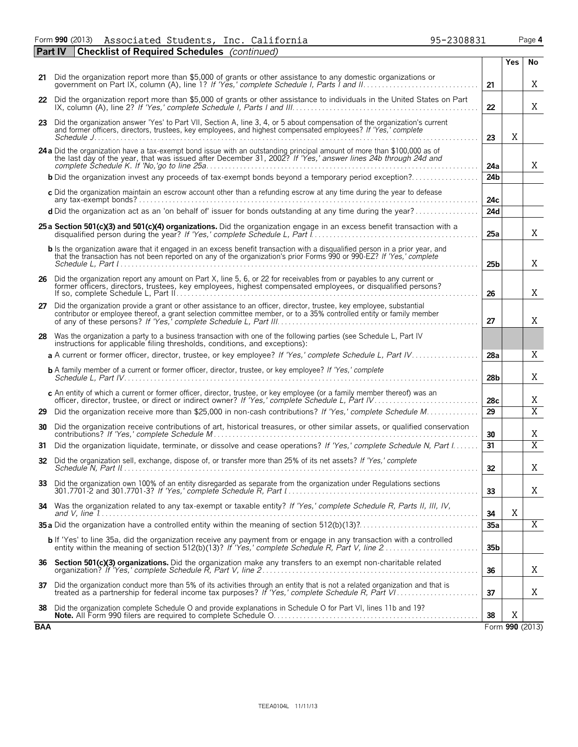Form **990** (2013) Associated Students, Inc. California 95-2308831

**Part IV | Checklist of Required Schedules** *(continued)*

| | | | Yes | No |
|---|---|---|---|---|
| 21 | Did the organization report more than $5,000 of grants or other assistance to any domestic organizations or government on Part IX, column (A), line 1? *If 'Yes,' complete Schedule I, Parts I and II* | 21 | | X |
| 22 | Did the organization report more than $5,000 of grants or other assistance to individuals in the United States on Part IX, column (A), line 2? *If 'Yes,' complete Schedule I, Parts I and III* | 22 | | X |
| 23 | Did the organization answer 'Yes' to Part VII, Section A, line 3, 4, or 5 about compensation of the organization's current and former officers, directors, trustees, key employees, and highest compensated employees? *If 'Yes,' complete Schedule J* | 23 | X | |
| 24a | Did the organization have a tax-exempt bond issue with an outstanding principal amount of more than $100,000 as of the last day of the year, that was issued after December 31, 2002? *If 'Yes,' answer lines 24b through 24d and complete Schedule K. If 'No,'go to line 25a* | 24a | | X |
| b | Did the organization invest any proceeds of tax-exempt bonds beyond a temporary period exception? | 24b | | |
| c | Did the organization maintain an escrow account other than a refunding escrow at any time during the year to defease any tax-exempt bonds? | 24c | | |
| d | Did the organization act as an 'on behalf of' issuer for bonds outstanding at any time during the year? | 24d | | |
| 25a | **Section 501(c)(3) and 501(c)(4) organizations.** Did the organization engage in an excess benefit transaction with a disqualified person during the year? *If 'Yes,' complete Schedule L, Part I* | 25a | | X |
| b | Is the organization aware that it engaged in an excess benefit transaction with a disqualified person in a prior year, and that the transaction has not been reported on any of the organization's prior Forms 990 or 990-EZ? *If 'Yes,' complete Schedule L, Part I* | 25b | | X |
| 26 | Did the organization report any amount on Part X, line 5, 6, or 22 for receivables from or payables to any current or former officers, directors, trustees, key employees, highest compensated employees, or disqualified persons? If so, complete Schedule L, Part II | 26 | | X |
| 27 | Did the organization provide a grant or other assistance to an officer, director, trustee, key employee, substantial contributor or employee thereof, a grant selection committee member, or to a 35% controlled entity or family member of any of these persons? *If 'Yes,' complete Schedule L, Part III* | 27 | | X |
| 28 | Was the organization a party to a business transaction with one of the following parties (see Schedule L, Part IV instructions for applicable filing thresholds, conditions, and exceptions): | | | |
| a | A current or former officer, director, trustee, or key employee? *If 'Yes,' complete Schedule L, Part IV* | 28a | | X |
| b | A family member of a current or former officer, director, trustee, or key employee? *If 'Yes,' complete Schedule L, Part IV* | 28b | | X |
| c | An entity of which a current or former officer, director, trustee, or key employee (or a family member thereof) was an officer, director, trustee, or direct or indirect owner? *If 'Yes,' complete Schedule L, Part IV* | 28c | | X |
| 29 | Did the organization receive more than $25,000 in non-cash contributions? *If 'Yes,' complete Schedule M* | 29 | | X |
| 30 | Did the organization receive contributions of art, historical treasures, or other similar assets, or qualified conservation contributions? *If 'Yes,' complete Schedule M* | 30 | | X |
| 31 | Did the organization liquidate, terminate, or dissolve and cease operations? *If 'Yes,' complete Schedule N, Part I* | 31 | | X |
| 32 | Did the organization sell, exchange, dispose of, or transfer more than 25% of its net assets? *If 'Yes,' complete Schedule N, Part II* | 32 | | X |
| 33 | Did the organization own 100% of an entity disregarded as separate from the organization under Regulations sections 301.7701-2 and 301.7701-3? *If 'Yes,' complete Schedule R, Part I* | 33 | | X |
| 34 | Was the organization related to any tax-exempt or taxable entity? *If 'Yes,' complete Schedule R, Parts II, III, IV, and V, line 1* | 34 | X | |
| 35a | Did the organization have a controlled entity within the meaning of section 512(b)(13)? | 35a | | X |
| b | If 'Yes' to line 35a, did the organization receive any payment from or engage in any transaction with a controlled entity within the meaning of section 512(b)(13)? *If 'Yes,' complete Schedule R, Part V, line 2* | 35b | | |
| 36 | **Section 501(c)(3) organizations.** Did the organization make any transfers to an exempt non-charitable related organization? *If 'Yes,' complete Schedule R, Part V, line 2* | 36 | | X |
| 37 | Did the organization conduct more than 5% of its activities through an entity that is not a related organization and that is treated as a partnership for federal income tax purposes? *If 'Yes,' complete Schedule R, Part VI* | 37 | | X |
| 38 | Did the organization complete Schedule O and provide explanations in Schedule O for Part VI, lines 11b and 19? **Note.** All Form 990 filers are required to complete Schedule O. | 38 | X | |

**BAA** Form **990** (2013)

TEEA0104L 11/11/13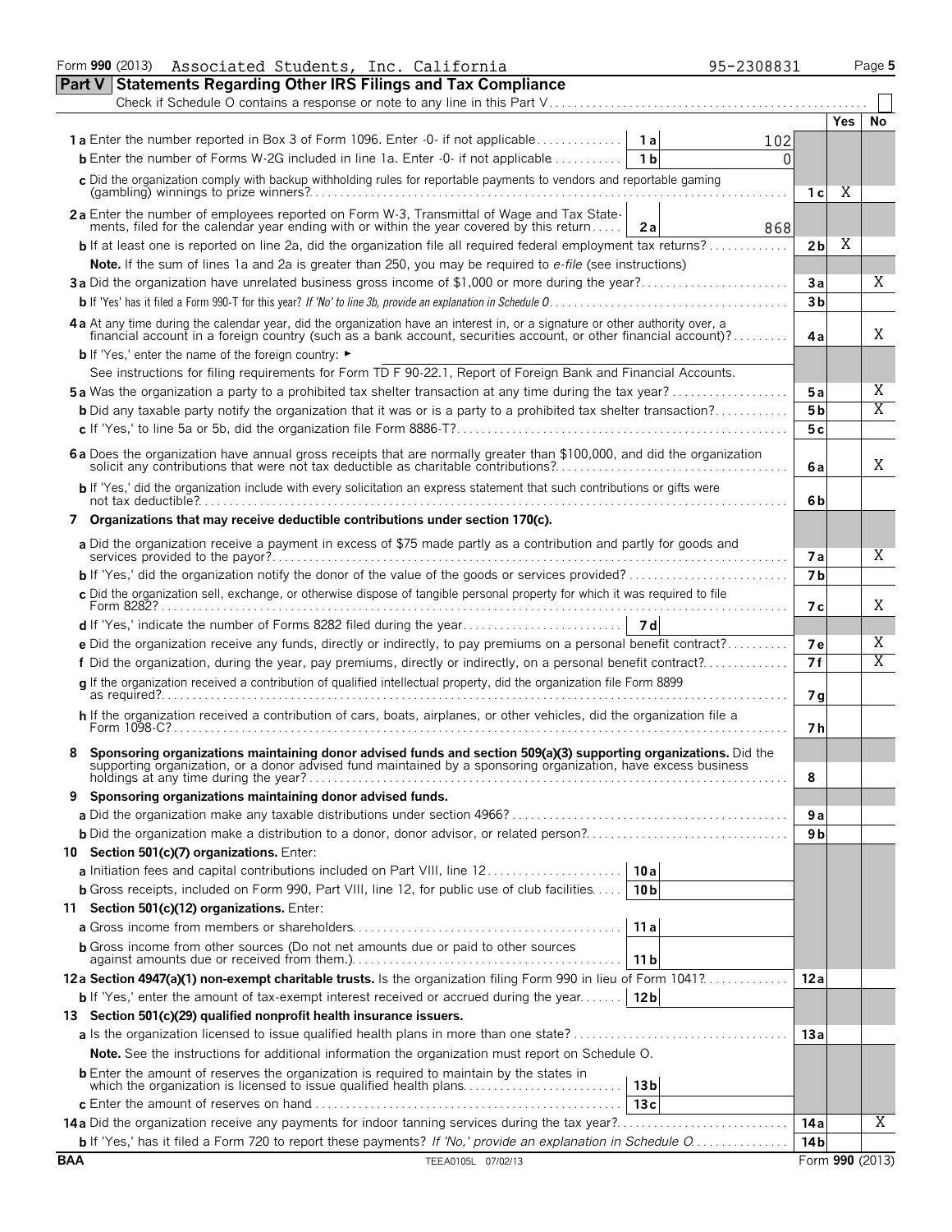Form **990** (2013) Associated Students, Inc. California 95-2308831

## Part V Statements Regarding Other IRS Filings and Tax Compliance

Check if Schedule O contains a response or note to any line in this Part V . . . . . . . . ☐

| | | | | Yes | No |
|---|---|---|---|---|---|
| **1a** Enter the number reported in Box 3 of Form 1096. Enter -0- if not applicable | 1a | 102 | | | |
| **b** Enter the number of Forms W-2G included in line 1a. Enter -0- if not applicable | 1b | 0 | | | |
| **c** Did the organization comply with backup withholding rules for reportable payments to vendors and reportable gaming (gambling) winnings to prize winners? | | | 1c | X | |
| **2a** Enter the number of employees reported on Form W-3, Transmittal of Wage and Tax Statements, filed for the calendar year ending with or within the year covered by this return | 2a | 868 | | | |
| **b** If at least one is reported on line 2a, did the organization file all required federal employment tax returns? | | | 2b | X | |
| **Note.** If the sum of lines 1a and 2a is greater than 250, you may be required to *e-file* (see instructions) | | | | | |
| **3a** Did the organization have unrelated business gross income of $1,000 or more during the year? | | | 3a | | X |
| **b** If 'Yes' has it filed a Form 990-T for this year? *If 'No' to line 3b, provide an explanation in Schedule O* | | | 3b | | |
| **4a** At any time during the calendar year, did the organization have an interest in, or a signature or other authority over, a financial account in a foreign country (such as a bank account, securities account, or other financial account)? | | | 4a | | X |
| **b** If 'Yes,' enter the name of the foreign country: ► | | | | | |
| See instructions for filing requirements for Form TD F 90-22.1, Report of Foreign Bank and Financial Accounts. | | | | | |
| **5a** Was the organization a party to a prohibited tax shelter transaction at any time during the tax year? | | | 5a | | X |
| **b** Did any taxable party notify the organization that it was or is a party to a prohibited tax shelter transaction? | | | 5b | | X |
| **c** If 'Yes,' to line 5a or 5b, did the organization file Form 8886-T? | | | 5c | | |
| **6a** Does the organization have annual gross receipts that are normally greater than $100,000, and did the organization solicit any contributions that were not tax deductible as charitable contributions? | | | 6a | | X |
| **b** If 'Yes,' did the organization include with every solicitation an express statement that such contributions or gifts were not tax deductible? | | | 6b | | |
| **7 Organizations that may receive deductible contributions under section 170(c).** | | | | | |
| **a** Did the organization receive a payment in excess of $75 made partly as a contribution and partly for goods and services provided to the payor? | | | 7a | | X |
| **b** If 'Yes,' did the organization notify the donor of the value of the goods or services provided? | | | 7b | | |
| **c** Did the organization sell, exchange, or otherwise dispose of tangible personal property for which it was required to file Form 8282? | | | 7c | | X |
| **d** If 'Yes,' indicate the number of Forms 8282 filed during the year | 7d | | | | |
| **e** Did the organization receive any funds, directly or indirectly, to pay premiums on a personal benefit contract? | | | 7e | | X |
| **f** Did the organization, during the year, pay premiums, directly or indirectly, on a personal benefit contract? | | | 7f | | X |
| **g** If the organization received a contribution of qualified intellectual property, did the organization file Form 8899 as required? | | | 7g | | |
| **h** If the organization received a contribution of cars, boats, airplanes, or other vehicles, did the organization file a Form 1098-C? | | | 7h | | |
| **8 Sponsoring organizations maintaining donor advised funds and section 509(a)(3) supporting organizations.** Did the supporting organization, or a donor advised fund maintained by a sponsoring organization, have excess business holdings at any time during the year? | | | 8 | | |
| **9 Sponsoring organizations maintaining donor advised funds.** | | | | | |
| **a** Did the organization make any taxable distributions under section 4966? | | | 9a | | |
| **b** Did the organization make a distribution to a donor, donor advisor, or related person? | | | 9b | | |
| **10 Section 501(c)(7) organizations.** Enter: | | | | | |
| **a** Initiation fees and capital contributions included on Part VIII, line 12 | 10a | | | | |
| **b** Gross receipts, included on Form 990, Part VIII, line 12, for public use of club facilities | 10b | | | | |
| **11 Section 501(c)(12) organizations.** Enter: | | | | | |
| **a** Gross income from members or shareholders | 11a | | | | |
| **b** Gross income from other sources (Do not net amounts due or paid to other sources against amounts due or received from them.) | 11b | | | | |
| **12a Section 4947(a)(1) non-exempt charitable trusts.** Is the organization filing Form 990 in lieu of Form 1041? | | | 12a | | |
| **b** If 'Yes,' enter the amount of tax-exempt interest received or accrued during the year | 12b | | | | |
| **13 Section 501(c)(29) qualified nonprofit health insurance issuers.** | | | | | |
| **a** Is the organization licensed to issue qualified health plans in more than one state? | | | 13a | | |
| **Note.** See the instructions for additional information the organization must report on Schedule O. | | | | | |
| **b** Enter the amount of reserves the organization is required to maintain by the states in which the organization is licensed to issue qualified health plans | 13b | | | | |
| **c** Enter the amount of reserves on hand | 13c | | | | |
| **14a** Did the organization receive any payments for indoor tanning services during the tax year? | | | 14a | | X |
| **b** If 'Yes,' has it filed a Form 720 to report these payments? *If 'No,' provide an explanation in Schedule O* | | | 14b | | |

BAA TEEA0105L 07/02/13 Form **990** (2013)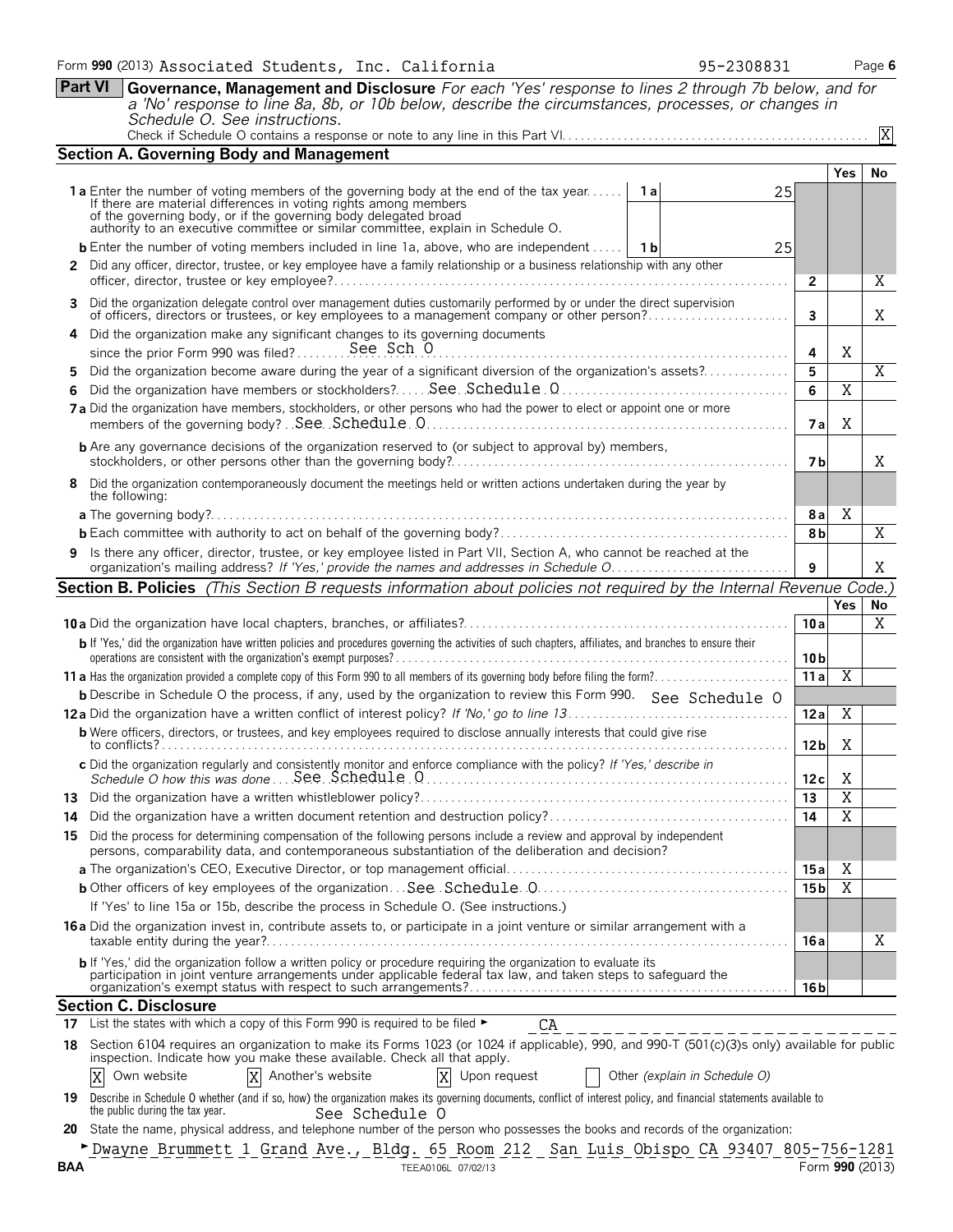Form **990** (2013) Associated Students, Inc. California 95-2308831

**Part VI** **Governance, Management and Disclosure** *For each 'Yes' response to lines 2 through 7b below, and for a 'No' response to line 8a, 8b, or 10b below, describe the circumstances, processes, or changes in Schedule O. See instructions.*

Check if Schedule O contains a response or note to any line in this Part VI. [X]

## Section A. Governing Body and Management

| | | Yes | No |
|---|---|---|---|
| **1a** Enter the number of voting members of the governing body at the end of the tax year. If there are material differences in voting rights among members of the governing body, or if the governing body delegated broad authority to an executive committee or similar committee, explain in Schedule O. — **1a** 25 | | | |
| **b** Enter the number of voting members included in line 1a, above, who are independent — **1b** 25 | | | |
| **2** Did any officer, director, trustee, or key employee have a family relationship or a business relationship with any other officer, director, trustee or key employee? | **2** | | X |
| **3** Did the organization delegate control over management duties customarily performed by or under the direct supervision of officers, directors or trustees, or key employees to a management company or other person? | **3** | | X |
| **4** Did the organization make any significant changes to its governing documents since the prior Form 990 was filed? See Sch O | **4** | X | |
| **5** Did the organization become aware during the year of a significant diversion of the organization's assets? | **5** | | X |
| **6** Did the organization have members or stockholders? See Schedule O | **6** | X | |
| **7a** Did the organization have members, stockholders, or other persons who had the power to elect or appoint one or more members of the governing body? See Schedule O | **7a** | X | |
| **b** Are any governance decisions of the organization reserved to (or subject to approval by) members, stockholders, or other persons other than the governing body? | **7b** | | X |
| **8** Did the organization contemporaneously document the meetings held or written actions undertaken during the year by the following: | | | |
| **a** The governing body? | **8a** | X | |
| **b** Each committee with authority to act on behalf of the governing body? | **8b** | | X |
| **9** Is there any officer, director, trustee, or key employee listed in Part VII, Section A, who cannot be reached at the organization's mailing address? *If 'Yes,' provide the names and addresses in Schedule O* | **9** | | X |

## Section B. Policies *(This Section B requests information about policies not required by the Internal Revenue Code.)*

| | | Yes | No |
|---|---|---|---|
| **10a** Did the organization have local chapters, branches, or affiliates? | **10a** | | X |
| **b** If 'Yes,' did the organization have written policies and procedures governing the activities of such chapters, affiliates, and branches to ensure their operations are consistent with the organization's exempt purposes? | **10b** | | |
| **11a** Has the organization provided a complete copy of this Form 990 to all members of its governing body before filing the form? | **11a** | X | |
| **b** Describe in Schedule O the process, if any, used by the organization to review this Form 990. See Schedule O | | | |
| **12a** Did the organization have a written conflict of interest policy? *If 'No,' go to line 13* | **12a** | X | |
| **b** Were officers, directors, or trustees, and key employees required to disclose annually interests that could give rise to conflicts? | **12b** | X | |
| **c** Did the organization regularly and consistently monitor and enforce compliance with the policy? *If 'Yes,' describe in Schedule O how this was done* See Schedule O | **12c** | X | |
| **13** Did the organization have a written whistleblower policy? | **13** | X | |
| **14** Did the organization have a written document retention and destruction policy? | **14** | X | |
| **15** Did the process for determining compensation of the following persons include a review and approval by independent persons, comparability data, and contemporaneous substantiation of the deliberation and decision? | | | |
| **a** The organization's CEO, Executive Director, or top management official | **15a** | X | |
| **b** Other officers of key employees of the organization See Schedule O | **15b** | X | |
| If 'Yes' to line 15a or 15b, describe the process in Schedule O. (See instructions.) | | | |
| **16a** Did the organization invest in, contribute assets to, or participate in a joint venture or similar arrangement with a taxable entity during the year? | **16a** | | X |
| **b** If 'Yes,' did the organization follow a written policy or procedure requiring the organization to evaluate its participation in joint venture arrangements under applicable federal tax law, and taken steps to safeguard the organization's exempt status with respect to such arrangements? | **16b** | | |

## Section C. Disclosure

**17** List the states with which a copy of this Form 990 is required to be filed ► CA

**18** Section 6104 requires an organization to make its Forms 1023 (or 1024 if applicable), 990, and 990-T (501(c)(3)s only) available for public inspection. Indicate how you make these available. Check all that apply.

[X] Own website [X] Another's website [X] Upon request [ ] Other *(explain in Schedule O)*

**19** Describe in Schedule O whether (and if so, how) the organization makes its governing documents, conflict of interest policy, and financial statements available to the public during the tax year. See Schedule O

**20** State the name, physical address, and telephone number of the person who possesses the books and records of the organization:

► Dwayne Brummett 1 Grand Ave., Bldg. 65 Room 212 San Luis Obispo CA 93407 805-756-1281

BAA TEEA0106L 07/02/13 Form **990** (2013)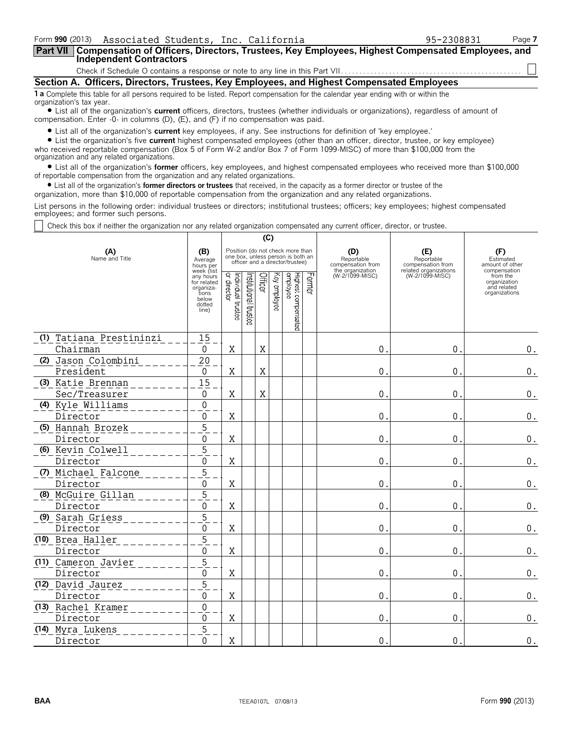Form **990** (2013) Associated Students, Inc. California 95-2308831

**Part VII Compensation of Officers, Directors, Trustees, Key Employees, Highest Compensated Employees, and Independent Contractors**

Check if Schedule O contains a response or note to any line in this Part VII ☐

## Section A. Officers, Directors, Trustees, Key Employees, and Highest Compensated Employees

**1 a** Complete this table for all persons required to be listed. Report compensation for the calendar year ending with or within the organization's tax year.

• List all of the organization's **current** officers, directors, trustees (whether individuals or organizations), regardless of amount of compensation. Enter -0- in columns (D), (E), and (F) if no compensation was paid.

• List all of the organization's **current** key employees, if any. See instructions for definition of 'key employee.'

• List the organization's five **current** highest compensated employees (other than an officer, director, trustee, or key employee) who received reportable compensation (Box 5 of Form W-2 and/or Box 7 of Form 1099-MISC) of more than $100,000 from the organization and any related organizations.

• List all of the organization's **former** officers, key employees, and highest compensated employees who received more than $100,000 of reportable compensation from the organization and any related organizations.

• List all of the organization's **former directors or trustees** that received, in the capacity as a former director or trustee of the organization, more than $10,000 of reportable compensation from the organization and any related organizations.

List persons in the following order: individual trustees or directors; institutional trustees; officers; key employees; highest compensated employees; and former such persons.

☐ Check this box if neither the organization nor any related organization compensated any current officer, director, or trustee.

| (A) Name and Title | (B) Average hours per week (list any hours for related organizations below dotted line) | (C) Position (do not check more than one box, unless person is both an officer and a director/trustee) | | | | | | (D) Reportable compensation from the organization (W-2/1099-MISC) | (E) Reportable compensation from related organizations (W-2/1099-MISC) | (F) Estimated amount of other compensation from the organization and related organizations |
|---|---|---|---|---|---|---|---|---|---|---|
| | | Individual trustee or director | Institutional trustee | Officer | Key employee | Highest compensated employee | Former | | | |
| (1) Tatiana Prestininzi<br>Chairman | 15<br>0 | X | | X | | | | 0. | 0. | 0. |
| (2) Jason Colombini<br>President | 20<br>0 | X | | X | | | | 0. | 0. | 0. |
| (3) Katie Brennan<br>Sec/Treasurer | 15<br>0 | X | | X | | | | 0. | 0. | 0. |
| (4) Kyle Williams<br>Director | 0<br>0 | X | | | | | | 0. | 0. | 0. |
| (5) Hannah Brozek<br>Director | 5<br>0 | X | | | | | | 0. | 0. | 0. |
| (6) Kevin Colwell<br>Director | 5<br>0 | X | | | | | | 0. | 0. | 0. |
| (7) Michael Falcone<br>Director | 5<br>0 | X | | | | | | 0. | 0. | 0. |
| (8) McGuire Gillan<br>Director | 5<br>0 | X | | | | | | 0. | 0. | 0. |
| (9) Sarah Griess<br>Director | 5<br>0 | X | | | | | | 0. | 0. | 0. |
| (10) Brea Haller<br>Director | 5<br>0 | X | | | | | | 0. | 0. | 0. |
| (11) Cameron Javier<br>Director | 5<br>0 | X | | | | | | 0. | 0. | 0. |
| (12) David Jaurez<br>Director | 5<br>0 | X | | | | | | 0. | 0. | 0. |
| (13) Rachel Kramer<br>Director | 0<br>0 | X | | | | | | 0. | 0. | 0. |
| (14) Myra Lukens<br>Director | 5<br>0 | X | | | | | | 0. | 0. | 0. |

BAA TEEA0107L 07/08/13 Form **990** (2013)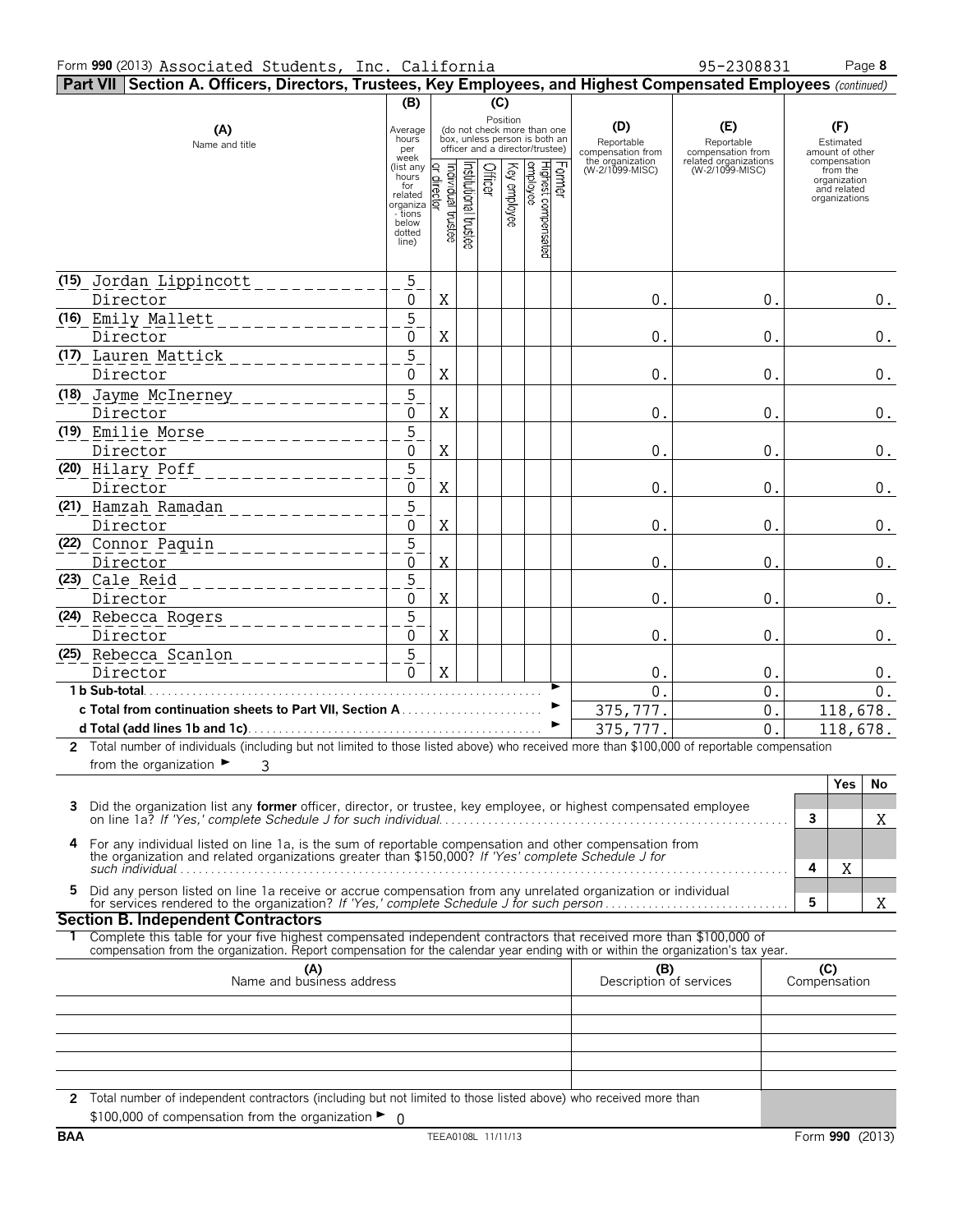Form **990** (2013) Associated Students, Inc. California 95-2308831

## Part VII Section A. Officers, Directors, Trustees, Key Employees, and Highest Compensated Employees *(continued)*

| (A) Name and title | (B) Average hours per week (list any hours for related organizations below dotted line) | (C) Position: Individual trustee or director | Institutional trustee | Officer | Key employee | Highest compensated employee | Former | (D) Reportable compensation from the organization (W-2/1099-MISC) | (E) Reportable compensation from related organizations (W-2/1099-MISC) | (F) Estimated amount of other compensation from the organization and related organizations |
|---|---|---|---|---|---|---|---|---|---|---|
| (15) Jordan Lippincott<br>Director | 5<br>0 | X | | | | | | 0. | 0. | 0. |
| (16) Emily Mallett<br>Director | 5<br>0 | X | | | | | | 0. | 0. | 0. |
| (17) Lauren Mattick<br>Director | 5<br>0 | X | | | | | | 0. | 0. | 0. |
| (18) Jayme McInerney<br>Director | 5<br>0 | X | | | | | | 0. | 0. | 0. |
| (19) Emilie Morse<br>Director | 5<br>0 | X | | | | | | 0. | 0. | 0. |
| (20) Hilary Poff<br>Director | 5<br>0 | X | | | | | | 0. | 0. | 0. |
| (21) Hamzah Ramadan<br>Director | 5<br>0 | X | | | | | | 0. | 0. | 0. |
| (22) Connor Paquin<br>Director | 5<br>0 | X | | | | | | 0. | 0. | 0. |
| (23) Cale Reid<br>Director | 5<br>0 | X | | | | | | 0. | 0. | 0. |
| (24) Rebecca Rogers<br>Director | 5<br>0 | X | | | | | | 0. | 0. | 0. |
| (25) Rebecca Scanlon<br>Director | 5<br>0 | X | | | | | | 0. | 0. | 0. |
| **1 b Sub-total** | | | | | | | | 0. | 0. | 0. |
| **c Total from continuation sheets to Part VII, Section A** | | | | | | | | 375,777. | 0. | 118,678. |
| **d Total (add lines 1b and 1c)** | | | | | | | | 375,777. | 0. | 118,678. |

**2** Total number of individuals (including but not limited to those listed above) who received more than $100,000 of reportable compensation from the organization ► 3

| | | Yes | No |
|---|---|---|---|
| **3** Did the organization list any **former** officer, director, or trustee, key employee, or highest compensated employee on line 1a? *If 'Yes,' complete Schedule J for such individual* | 3 | | X |
| **4** For any individual listed on line 1a, is the sum of reportable compensation and other compensation from the organization and related organizations greater than $150,000? *If 'Yes' complete Schedule J for such individual* | 4 | X | |
| **5** Did any person listed on line 1a receive or accrue compensation from any unrelated organization or individual for services rendered to the organization? *If 'Yes,' complete Schedule J for such person* | 5 | | X |

### Section B. Independent Contractors

**1** Complete this table for your five highest compensated independent contractors that received more than $100,000 of compensation from the organization. Report compensation for the calendar year ending with or within the organization's tax year.

| (A) Name and business address | (B) Description of services | (C) Compensation |
|---|---|---|
| | | |
| | | |
| | | |
| | | |
| | | |

**2** Total number of independent contractors (including but not limited to those listed above) who received more than $100,000 of compensation from the organization ► 0

BAA TEEA0108L 11/11/13 Form **990** (2013)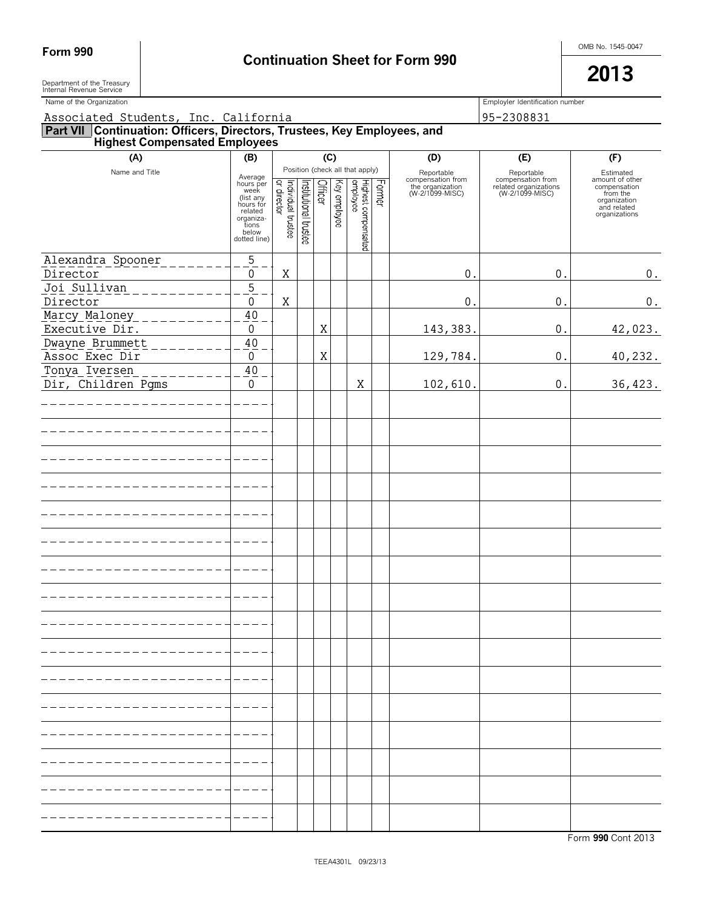**Form 990**

# Continuation Sheet for Form 990

OMB No. 1545-0047

**2013**

Department of the Treasury
Internal Revenue Service

Name of the Organization: Associated Students, Inc. California

Employer Identification number: 95-2308831

## Part VII Continuation: Officers, Directors, Trustees, Key Employees, and Highest Compensated Employees

| (A) Name and Title | (B) Average hours per week (list any hours for related organizations below dotted line) | (C) Individual trustee or director | Institutional trustee | Officer | Key employee | Highest compensated employee | Former | (D) Reportable compensation from the organization (W-2/1099-MISC) | (E) Reportable compensation from related organizations (W-2/1099-MISC) | (F) Estimated amount of other compensation from the organization and related organizations |
|---|---|---|---|---|---|---|---|---|---|---|
| Alexandra Spooner<br>Director | 5<br>0 | X | | | | | | 0. | 0. | 0. |
| Joi Sullivan<br>Director | 5<br>0 | X | | | | | | 0. | 0. | 0. |
| Marcy Maloney<br>Executive Dir. | 40<br>0 | | | X | | | | 143,383. | 0. | 42,023. |
| Dwayne Brummett<br>Assoc Exec Dir | 40<br>0 | | | X | | | | 129,784. | 0. | 40,232. |
| Tonya Iversen<br>Dir, Children Pgms | 40<br>0 | | | | | X | | 102,610. | 0. | 36,423. |

Form **990** Cont 2013

TEEA4301L 09/23/13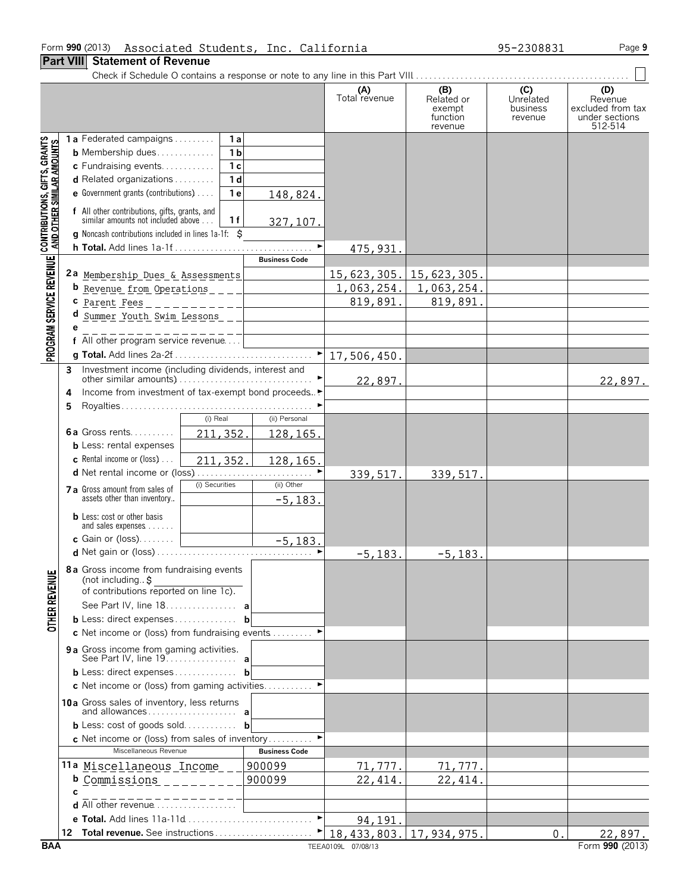Form **990** (2013) Associated Students, Inc. California 95-2308831

## Part VIII Statement of Revenue

Check if Schedule O contains a response or note to any line in this Part VIII

| | | | (A) Total revenue | (B) Related or exempt function revenue | (C) Unrelated business revenue | (D) Revenue excluded from tax under sections 512-514 |
|---|---|---|---|---|---|---|
| **CONTRIBUTIONS, GIFTS, GRANTS AND OTHER SIMILAR AMOUNTS** | | | | | | |
| 1a Federated campaigns | 1a | | | | | |
| b Membership dues | 1b | | | | | |
| c Fundraising events | 1c | | | | | |
| d Related organizations | 1d | | | | | |
| e Government grants (contributions) | 1e | 148,824. | | | | |
| f All other contributions, gifts, grants, and similar amounts not included above | 1f | 327,107. | | | | |
| g Noncash contributions included in lines 1a-1f: $ | | | | | | |
| h **Total.** Add lines 1a-1f | | | 475,931. | | | |
| **PROGRAM SERVICE REVENUE** | | **Business Code** | | | | |
| 2a Membership Dues & Assessments | | | 15,623,305. | 15,623,305. | | |
| b Revenue from Operations | | | 1,063,254. | 1,063,254. | | |
| c Parent Fees | | | 819,891. | 819,891. | | |
| d Summer Youth Swim Lessons | | | | | | |
| e | | | | | | |
| f All other program service revenue | | | | | | |
| g **Total.** Add lines 2a-2f | | | 17,506,450. | | | |
| **OTHER REVENUE** | | | | | | |
| 3 Investment income (including dividends, interest and other similar amounts) | | | 22,897. | | | 22,897. |
| 4 Income from investment of tax-exempt bond proceeds | | | | | | |
| 5 Royalties | | | | | | |
| | (i) Real | (ii) Personal | | | | |
| 6a Gross rents | 211,352. | 128,165. | | | | |
| b Less: rental expenses | | | | | | |
| c Rental income or (loss) | 211,352. | 128,165. | | | | |
| d Net rental income or (loss) | | | 339,517. | 339,517. | | |
| | (i) Securities | (ii) Other | | | | |
| 7a Gross amount from sales of assets other than inventory | | -5,183. | | | | |
| b Less: cost or other basis and sales expenses | | | | | | |
| c Gain or (loss) | | -5,183. | | | | |
| d Net gain or (loss) | | | -5,183. | -5,183. | | |
| 8a Gross income from fundraising events (not including $ of contributions reported on line 1c). See Part IV, line 18 | a | | | | | |
| b Less: direct expenses | b | | | | | |
| c Net income or (loss) from fundraising events | | | | | | |
| 9a Gross income from gaming activities. See Part IV, line 19 | a | | | | | |
| b Less: direct expenses | b | | | | | |
| c Net income or (loss) from gaming activities | | | | | | |
| 10a Gross sales of inventory, less returns and allowances | a | | | | | |
| b Less: cost of goods sold | b | | | | | |
| c Net income or (loss) from sales of inventory | | | | | | |
| Miscellaneous Revenue | | **Business Code** | | | | |
| 11a Miscellaneous Income | | 900099 | 71,777. | 71,777. | | |
| b Commissions | | 900099 | 22,414. | 22,414. | | |
| c | | | | | | |
| d All other revenue | | | | | | |
| e **Total.** Add lines 11a-11d | | | 94,191. | | | |
| 12 **Total revenue.** See instructions | | | 18,433,803. | 17,934,975. | 0. | 22,897. |

BAA TEEA0109L 07/08/13 Form **990** (2013)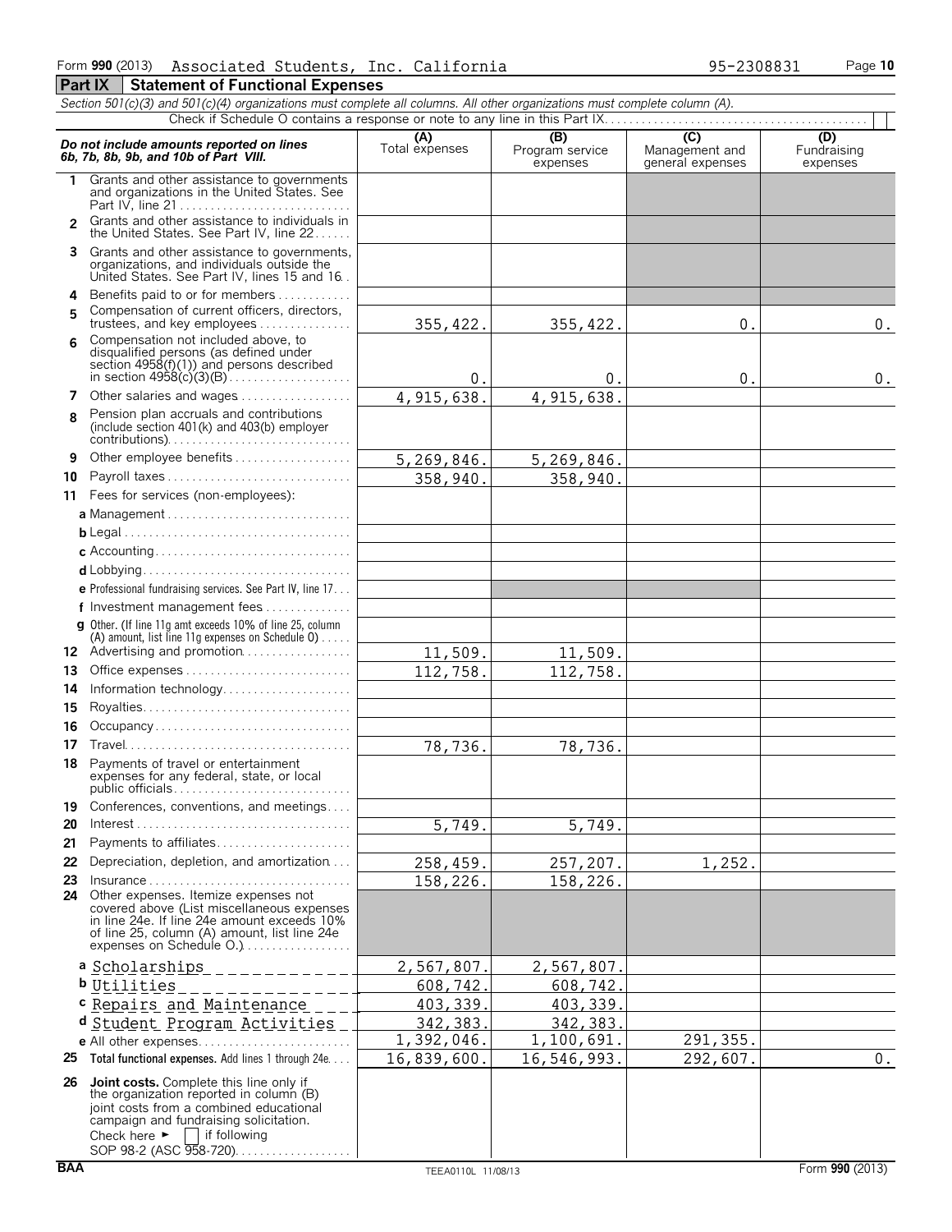Form **990** (2013) Associated Students, Inc. California 95-2308831

## Part IX Statement of Functional Expenses

*Section 501(c)(3) and 501(c)(4) organizations must complete all columns. All other organizations must complete column (A).*

Check if Schedule O contains a response or note to any line in this Part IX

| ***Do not include amounts reported on lines 6b, 7b, 8b, 9b, and 10b of Part VIII.*** | (A) Total expenses | (B) Program service expenses | (C) Management and general expenses | (D) Fundraising expenses |
|---|---|---|---|---|
| 1 Grants and other assistance to governments and organizations in the United States. See Part IV, line 21 | | | | |
| 2 Grants and other assistance to individuals in the United States. See Part IV, line 22 | | | | |
| 3 Grants and other assistance to governments, organizations, and individuals outside the United States. See Part IV, lines 15 and 16 | | | | |
| 4 Benefits paid to or for members | | | | |
| 5 Compensation of current officers, directors, trustees, and key employees | 355,422. | 355,422. | 0. | 0. |
| 6 Compensation not included above, to disqualified persons (as defined under section 4958(f)(1)) and persons described in section 4958(c)(3)(B) | 0. | 0. | 0. | 0. |
| 7 Other salaries and wages | 4,915,638. | 4,915,638. | | |
| 8 Pension plan accruals and contributions (include section 401(k) and 403(b) employer contributions) | | | | |
| 9 Other employee benefits | 5,269,846. | 5,269,846. | | |
| 10 Payroll taxes | 358,940. | 358,940. | | |
| 11 Fees for services (non-employees): | | | | |
| a Management | | | | |
| b Legal | | | | |
| c Accounting | | | | |
| d Lobbying | | | | |
| e Professional fundraising services. See Part IV, line 17 | | | | |
| f Investment management fees | | | | |
| g Other. (If line 11g amt exceeds 10% of line 25, column (A) amount, list line 11g expenses on Schedule O) | | | | |
| 12 Advertising and promotion | 11,509. | 11,509. | | |
| 13 Office expenses | 112,758. | 112,758. | | |
| 14 Information technology | | | | |
| 15 Royalties | | | | |
| 16 Occupancy | | | | |
| 17 Travel | 78,736. | 78,736. | | |
| 18 Payments of travel or entertainment expenses for any federal, state, or local public officials | | | | |
| 19 Conferences, conventions, and meetings | | | | |
| 20 Interest | 5,749. | 5,749. | | |
| 21 Payments to affiliates | | | | |
| 22 Depreciation, depletion, and amortization | 258,459. | 257,207. | 1,252. | |
| 23 Insurance | 158,226. | 158,226. | | |
| 24 Other expenses. Itemize expenses not covered above (List miscellaneous expenses in line 24e. If line 24e amount exceeds 10% of line 25, column (A) amount, list line 24e expenses on Schedule O.) | | | | |
| a Scholarships | 2,567,807. | 2,567,807. | | |
| b Utilities | 608,742. | 608,742. | | |
| c Repairs and Maintenance | 403,339. | 403,339. | | |
| d Student Program Activities | 342,383. | 342,383. | | |
| e All other expenses | 1,392,046. | 1,100,691. | 291,355. | |
| 25 **Total functional expenses.** Add lines 1 through 24e | 16,839,600. | 16,546,993. | 292,607. | 0. |
| 26 **Joint costs.** Complete this line only if the organization reported in column (B) joint costs from a combined educational campaign and fundraising solicitation. Check here ► [ ] if following SOP 98-2 (ASC 958-720) | | | | |

BAA TEEA0110L 11/08/13 Form **990** (2013)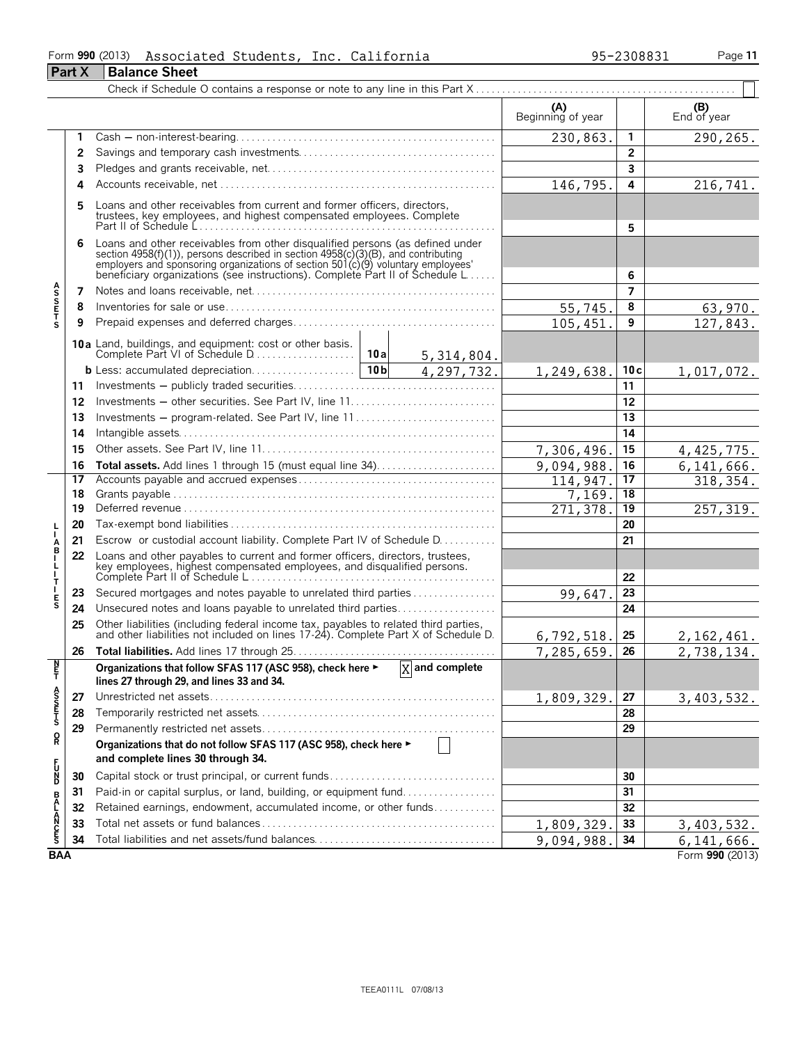Form **990** (2013) Associated Students, Inc. California 95-2308831

## Part X Balance Sheet

Check if Schedule O contains a response or note to any line in this Part X . . . . . . . . . . . . . . . . . . . . . . . . . . . . . . . . . . . . . . . . . . . . . . . . ☐

| | | | | (A) Beginning of year | | (B) End of year |
|---|---|---|---|---|---|---|
| **ASSETS** | 1 | Cash — non-interest-bearing | | 230,863. | 1 | 290,265. |
| | 2 | Savings and temporary cash investments | | | 2 | |
| | 3 | Pledges and grants receivable, net | | | 3 | |
| | 4 | Accounts receivable, net | | 146,795. | 4 | 216,741. |
| | 5 | Loans and other receivables from current and former officers, directors, trustees, key employees, and highest compensated employees. Complete Part II of Schedule L | | | 5 | |
| | 6 | Loans and other receivables from other disqualified persons (as defined under section 4958(f)(1)), persons described in section 4958(c)(3)(B), and contributing employers and sponsoring organizations of section 501(c)(9) voluntary employees' beneficiary organizations (see instructions). Complete Part II of Schedule L | | | 6 | |
| | 7 | Notes and loans receivable, net | | | 7 | |
| | 8 | Inventories for sale or use | | 55,745. | 8 | 63,970. |
| | 9 | Prepaid expenses and deferred charges | | 105,451. | 9 | 127,843. |
| | 10a | Land, buildings, and equipment: cost or other basis. Complete Part VI of Schedule D | 10a 5,314,804. | | | |
| | b | Less: accumulated depreciation | 10b 4,297,732. | 1,249,638. | 10c | 1,017,072. |
| | 11 | Investments — publicly traded securities | | | 11 | |
| | 12 | Investments — other securities. See Part IV, line 11 | | | 12 | |
| | 13 | Investments — program-related. See Part IV, line 11 | | | 13 | |
| | 14 | Intangible assets | | | 14 | |
| | 15 | Other assets. See Part IV, line 11 | | 7,306,496. | 15 | 4,425,775. |
| | 16 | **Total assets.** Add lines 1 through 15 (must equal line 34) | | 9,094,988. | 16 | 6,141,666. |
| **LIABILITIES** | 17 | Accounts payable and accrued expenses | | 114,947. | 17 | 318,354. |
| | 18 | Grants payable | | 7,169. | 18 | |
| | 19 | Deferred revenue | | 271,378. | 19 | 257,319. |
| | 20 | Tax-exempt bond liabilities | | | 20 | |
| | 21 | Escrow or custodial account liability. Complete Part IV of Schedule D | | | 21 | |
| | 22 | Loans and other payables to current and former officers, directors, trustees, key employees, highest compensated employees, and disqualified persons. Complete Part II of Schedule L | | | 22 | |
| | 23 | Secured mortgages and notes payable to unrelated third parties | | 99,647. | 23 | |
| | 24 | Unsecured notes and loans payable to unrelated third parties | | | 24 | |
| | 25 | Other liabilities (including federal income tax, payables to related third parties, and other liabilities not included on lines 17-24). Complete Part X of Schedule D | | 6,792,518. | 25 | 2,162,461. |
| | 26 | **Total liabilities.** Add lines 17 through 25 | | 7,285,659. | 26 | 2,738,134. |
| **NET ASSETS OR FUND BALANCES** | | **Organizations that follow SFAS 117 (ASC 958), check here ► ☒ and complete lines 27 through 29, and lines 33 and 34.** | | | | |
| | 27 | Unrestricted net assets | | 1,809,329. | 27 | 3,403,532. |
| | 28 | Temporarily restricted net assets | | | 28 | |
| | 29 | Permanently restricted net assets | | | 29 | |
| | | **Organizations that do not follow SFAS 117 (ASC 958), check here ► ☐ and complete lines 30 through 34.** | | | | |
| | 30 | Capital stock or trust principal, or current funds | | | 30 | |
| | 31 | Paid-in or capital surplus, or land, building, or equipment fund | | | 31 | |
| | 32 | Retained earnings, endowment, accumulated income, or other funds | | | 32 | |
| | 33 | Total net assets or fund balances | | 1,809,329. | 33 | 3,403,532. |
| | 34 | Total liabilities and net assets/fund balances | | 9,094,988. | 34 | 6,141,666. |

BAA Form **990** (2013)

TEEA0111L 07/08/13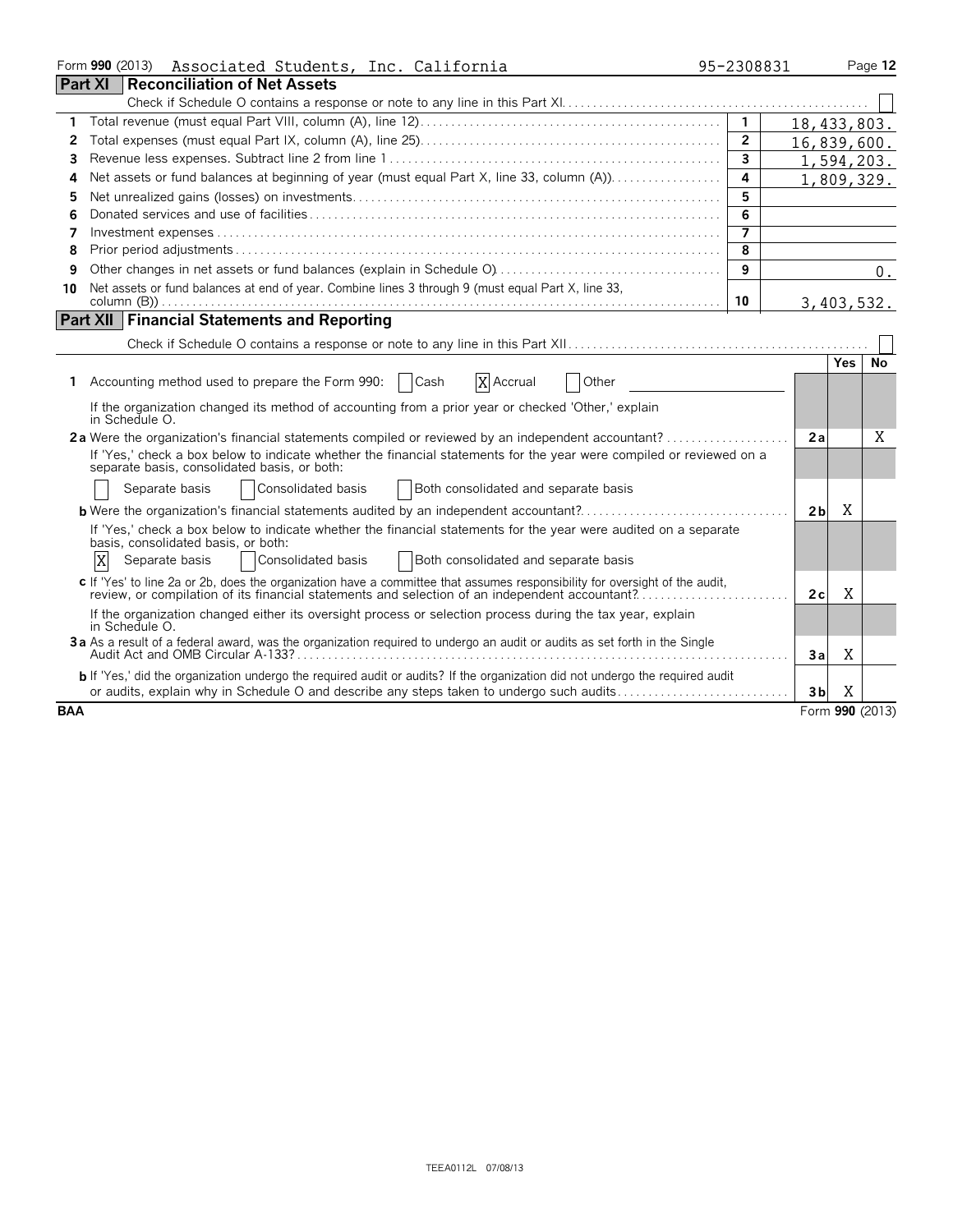Form **990** (2013) Associated Students, Inc. California 95-2308831

## Part XI Reconciliation of Net Assets

Check if Schedule O contains a response or note to any line in this Part XI ☐

| | | | |
|---|---|---|---|
| 1 | Total revenue (must equal Part VIII, column (A), line 12) | 1 | 18,433,803. |
| 2 | Total expenses (must equal Part IX, column (A), line 25) | 2 | 16,839,600. |
| 3 | Revenue less expenses. Subtract line 2 from line 1 | 3 | 1,594,203. |
| 4 | Net assets or fund balances at beginning of year (must equal Part X, line 33, column (A)) | 4 | 1,809,329. |
| 5 | Net unrealized gains (losses) on investments | 5 | |
| 6 | Donated services and use of facilities | 6 | |
| 7 | Investment expenses | 7 | |
| 8 | Prior period adjustments | 8 | |
| 9 | Other changes in net assets or fund balances (explain in Schedule O) | 9 | 0. |
| 10 | Net assets or fund balances at end of year. Combine lines 3 through 9 (must equal Part X, line 33, column (B)) | 10 | 3,403,532. |

## Part XII Financial Statements and Reporting

Check if Schedule O contains a response or note to any line in this Part XII ☐

| | | | Yes | No |
|---|---|---|---|---|
| 1 | Accounting method used to prepare the Form 990: ☐ Cash ☒ Accrual ☐ Other | | | |
| | If the organization changed its method of accounting from a prior year or checked 'Other,' explain in Schedule O. | | | |
| 2a | Were the organization's financial statements compiled or reviewed by an independent accountant? | 2a | | X |
| | If 'Yes,' check a box below to indicate whether the financial statements for the year were compiled or reviewed on a separate basis, consolidated basis, or both: ☐ Separate basis ☐ Consolidated basis ☐ Both consolidated and separate basis | | | |
| b | Were the organization's financial statements audited by an independent accountant? | 2b | X | |
| | If 'Yes,' check a box below to indicate whether the financial statements for the year were audited on a separate basis, consolidated basis, or both: ☒ Separate basis ☐ Consolidated basis ☐ Both consolidated and separate basis | | | |
| c | If 'Yes' to line 2a or 2b, does the organization have a committee that assumes responsibility for oversight of the audit, review, or compilation of its financial statements and selection of an independent accountant? | 2c | X | |
| | If the organization changed either its oversight process or selection process during the tax year, explain in Schedule O. | | | |
| 3a | As a result of a federal award, was the organization required to undergo an audit or audits as set forth in the Single Audit Act and OMB Circular A-133? | 3a | X | |
| b | If 'Yes,' did the organization undergo the required audit or audits? If the organization did not undergo the required audit or audits, explain why in Schedule O and describe any steps taken to undergo such audits | 3b | X | |

BAA Form **990** (2013)

TEEA0112L 07/08/13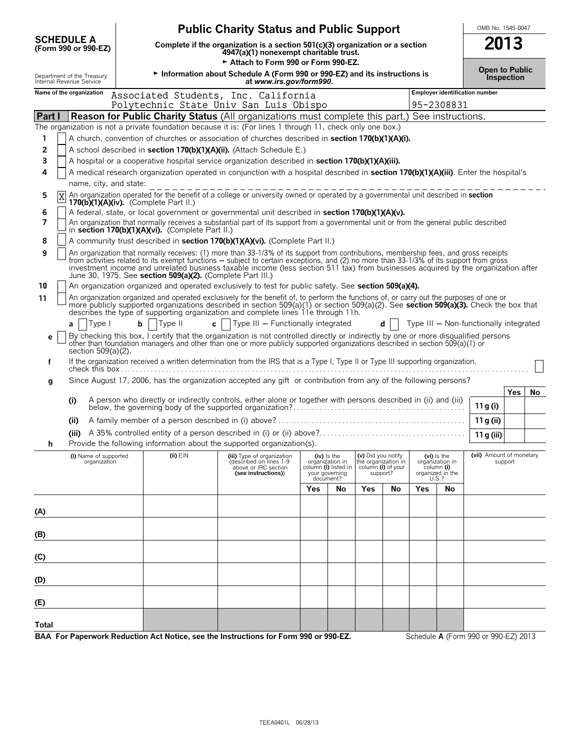# SCHEDULE A (Form 990 or 990-EZ)

## Public Charity Status and Public Support

**Complete if the organization is a section 501(c)(3) organization or a section 4947(a)(1) nonexempt charitable trust.**

► Attach to Form 990 or Form 990-EZ.

► Information about Schedule A (Form 990 or 990-EZ) and its instructions is at *www.irs.gov/form990.*

Department of the Treasury
Internal Revenue Service

OMB No. 1545-0047

**2013**

**Open to Public Inspection**

**Name of the organization:** Associated Students, Inc. California Polytechnic State Univ San Luis Obispo

**Employer identification number:** 95-2308831

## Part I Reason for Public Charity Status (All organizations must complete this part.) See instructions.

The organization is not a private foundation because it is: (For lines 1 through 11, check only one box.)

1. [ ] A church, convention of churches or association of churches described in **section 170(b)(1)(A)(i).**
2. [ ] A school described in **section 170(b)(1)(A)(ii).** (Attach Schedule E.)
3. [ ] A hospital or a cooperative hospital service organization described in **section 170(b)(1)(A)(iii).**
4. [ ] A medical research organization operated in conjunction with a hospital described in **section 170(b)(1)(A)(iii)**. Enter the hospital's name, city, and state:
5. [X] An organization operated for the benefit of a college or university owned or operated by a governmental unit described in **section 170(b)(1)(A)(iv).** (Complete Part II.)
6. [ ] A federal, state, or local government or governmental unit described in **section 170(b)(1)(A)(v).**
7. [ ] An organization that normally receives a substantial part of its support from a governmental unit or from the general public described in **section 170(b)(1)(A)(vi).** (Complete Part II.)
8. [ ] A community trust described in **section 170(b)(1)(A)(vi).** (Complete Part II.)
9. [ ] An organization that normally receives: (1) more than 33-1/3% of its support from contributions, membership fees, and gross receipts from activities related to its exempt functions – subject to certain exceptions, and (2) no more than 33-1/3% of its support from gross investment income and unrelated business taxable income (less section 511 tax) from businesses acquired by the organization after June 30, 1975. See **section 509(a)(2).** (Complete Part III.)
10. [ ] An organization organized and operated exclusively to test for public safety. See **section 509(a)(4).**
11. [ ] An organization organized and operated exclusively for the benefit of, to perform the functions of, or carry out the purposes of one or more publicly supported organizations described in section 509(a)(1) or section 509(a)(2). See **section 509(a)(3).** Check the box that describes the type of supporting organization and complete lines 11e through 11h.

   **a** [ ] Type I **b** [ ] Type II **c** [ ] Type III – Functionally integrated **d** [ ] Type III – Non-functionally integrated

   **e** [ ] By checking this box, I certify that the organization is not controlled directly or indirectly by one or more disqualified persons other than foundation managers and other than one or more publicly supported organizations described in section 509(a)(1) or section 509(a)(2).

   **f** If the organization received a written determination from the IRS that is a Type I, Type II or Type III supporting organization, check this box [ ]

   **g** Since August 17, 2006, has the organization accepted any gift or contribution from any of the following persons?

| | | | Yes | No |
|---|---|---|---|---|
| (i) | A person who directly or indirectly controls, either alone or together with persons described in (ii) and (iii) below, the governing body of the supported organization? | 11 g (i) | | |
| (ii) | A family member of a person described in (i) above? | 11 g (ii) | | |
| (iii) | A 35% controlled entity of a person described in (i) or (ii) above? | 11 g (iii) | | |

   **h** Provide the following information about the supported organization(s).

| | (i) Name of supported organization | (ii) EIN | (iii) Type of organization (described on lines 1-9 above or IRC section (see instructions)) | (iv) Is the organization in column (i) listed in your governing document? | | (v) Did you notify the organization in column (i) of your support? | | (vi) Is the organization in column (i) organized in the U.S.? | | (vii) Amount of monetary support |
|---|---|---|---|---|---|---|---|---|---|---|
| | | | | Yes | No | Yes | No | Yes | No | |
| (A) | | | | | | | | | | |
| (B) | | | | | | | | | | |
| (C) | | | | | | | | | | |
| (D) | | | | | | | | | | |
| (E) | | | | | | | | | | |
| Total | | | | | | | | | | |

**BAA For Paperwork Reduction Act Notice, see the Instructions for Form 990 or 990-EZ.** Schedule **A** (Form 990 or 990-EZ) 2013

TEEA0401L 06/28/13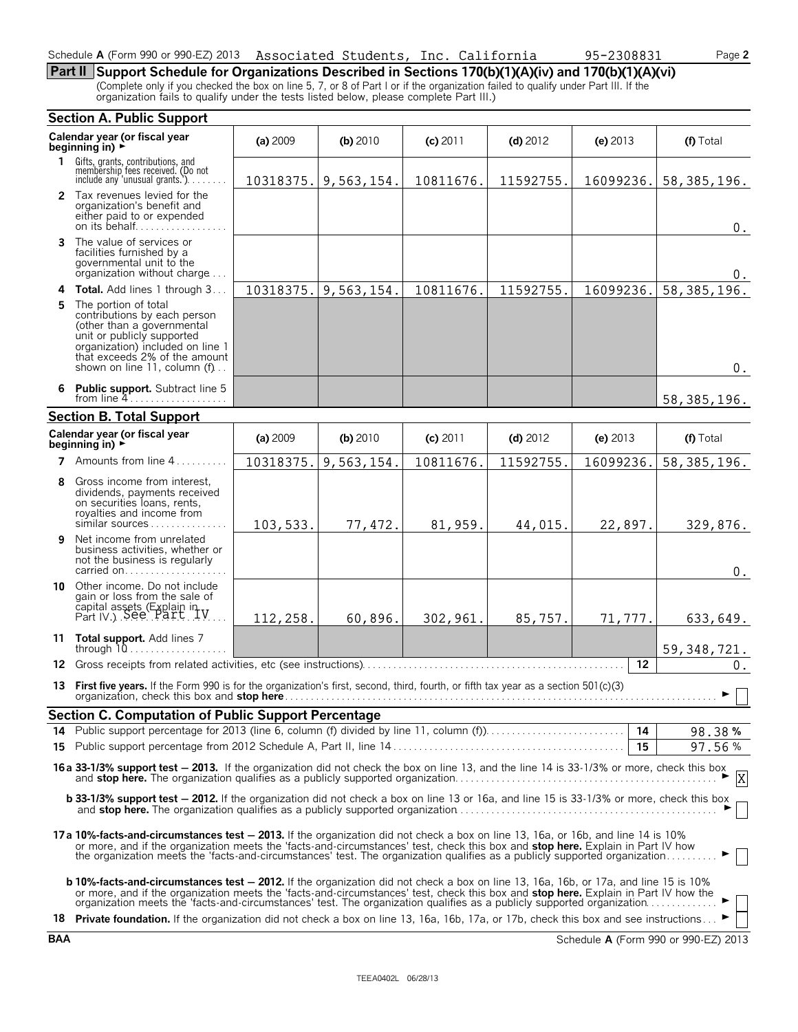Schedule A (Form 990 or 990-EZ) 2013 Associated Students, Inc. California 95-2308831 Page 2

## Part II Support Schedule for Organizations Described in Sections 170(b)(1)(A)(iv) and 170(b)(1)(A)(vi)

(Complete only if you checked the box on line 5, 7, or 8 of Part I or if the organization failed to qualify under Part III. If the organization fails to qualify under the tests listed below, please complete Part III.)

### Section A. Public Support

| Calendar year (or fiscal year beginning in) ► | (a) 2009 | (b) 2010 | (c) 2011 | (d) 2012 | (e) 2013 | (f) Total |
|---|---|---|---|---|---|---|
| **1** Gifts, grants, contributions, and membership fees received. (Do not include any 'unusual grants.') | 10318375. | 9,563,154. | 10811676. | 11592755. | 16099236. | 58,385,196. |
| **2** Tax revenues levied for the organization's benefit and either paid to or expended on its behalf | | | | | | 0. |
| **3** The value of services or facilities furnished by a governmental unit to the organization without charge | | | | | | 0. |
| **4 Total.** Add lines 1 through 3 | 10318375. | 9,563,154. | 10811676. | 11592755. | 16099236. | 58,385,196. |
| **5** The portion of total contributions by each person (other than a governmental unit or publicly supported organization) included on line 1 that exceeds 2% of the amount shown on line 11, column (f) | | | | | | 0. |
| **6 Public support.** Subtract line 5 from line 4 | | | | | | 58,385,196. |

### Section B. Total Support

| Calendar year (or fiscal year beginning in) ► | (a) 2009 | (b) 2010 | (c) 2011 | (d) 2012 | (e) 2013 | (f) Total |
|---|---|---|---|---|---|---|
| **7** Amounts from line 4 | 10318375. | 9,563,154. | 10811676. | 11592755. | 16099236. | 58,385,196. |
| **8** Gross income from interest, dividends, payments received on securities loans, rents, royalties and income from similar sources | 103,533. | 77,472. | 81,959. | 44,015. | 22,897. | 329,876. |
| **9** Net income from unrelated business activities, whether or not the business is regularly carried on | | | | | | 0. |
| **10** Other income. Do not include gain or loss from the sale of capital assets (Explain in Part IV.) See Part IV | 112,258. | 60,896. | 302,961. | 85,757. | 71,777. | 633,649. |
| **11 Total support.** Add lines 7 through 10 | | | | | | 59,348,721. |

**12** Gross receipts from related activities, etc (see instructions) — **12** — 0.

**13 First five years.** If the Form 990 is for the organization's first, second, third, fourth, or fifth tax year as a section 501(c)(3) organization, check this box and **stop here** ► ☐

### Section C. Computation of Public Support Percentage

**14** Public support percentage for 2013 (line 6, column (f) divided by line 11, column (f)) — **14** — 98.38 %

**15** Public support percentage from 2012 Schedule A, Part II, line 14 — **15** — 97.56 %

**16a 33-1/3% support test — 2013.** If the organization did not check the box on line 13, and the line 14 is 33-1/3% or more, check this box and **stop here.** The organization qualifies as a publicly supported organization ► [X]

**b 33-1/3% support test — 2012.** If the organization did not check a box on line 13 or 16a, and line 15 is 33-1/3% or more, check this box and **stop here.** The organization qualifies as a publicly supported organization ► ☐

**17a 10%-facts-and-circumstances test — 2013.** If the organization did not check a box on line 13, 16a, or 16b, and line 14 is 10% or more, and if the organization meets the 'facts-and-circumstances' test, check this box and **stop here.** Explain in Part IV how the organization meets the 'facts-and-circumstances' test. The organization qualifies as a publicly supported organization ► ☐

**b 10%-facts-and-circumstances test — 2012.** If the organization did not check a box on line 13, 16a, 16b, or 17a, and line 15 is 10% or more, and if the organization meets the 'facts-and-circumstances' test, check this box and **stop here.** Explain in Part IV how the organization meets the 'facts-and-circumstances' test. The organization qualifies as a publicly supported organization ► ☐

**18 Private foundation.** If the organization did not check a box on line 13, 16a, 16b, 17a, or 17b, check this box and see instructions ► ☐

BAA Schedule A (Form 990 or 990-EZ) 2013

TEEA0402L 06/28/13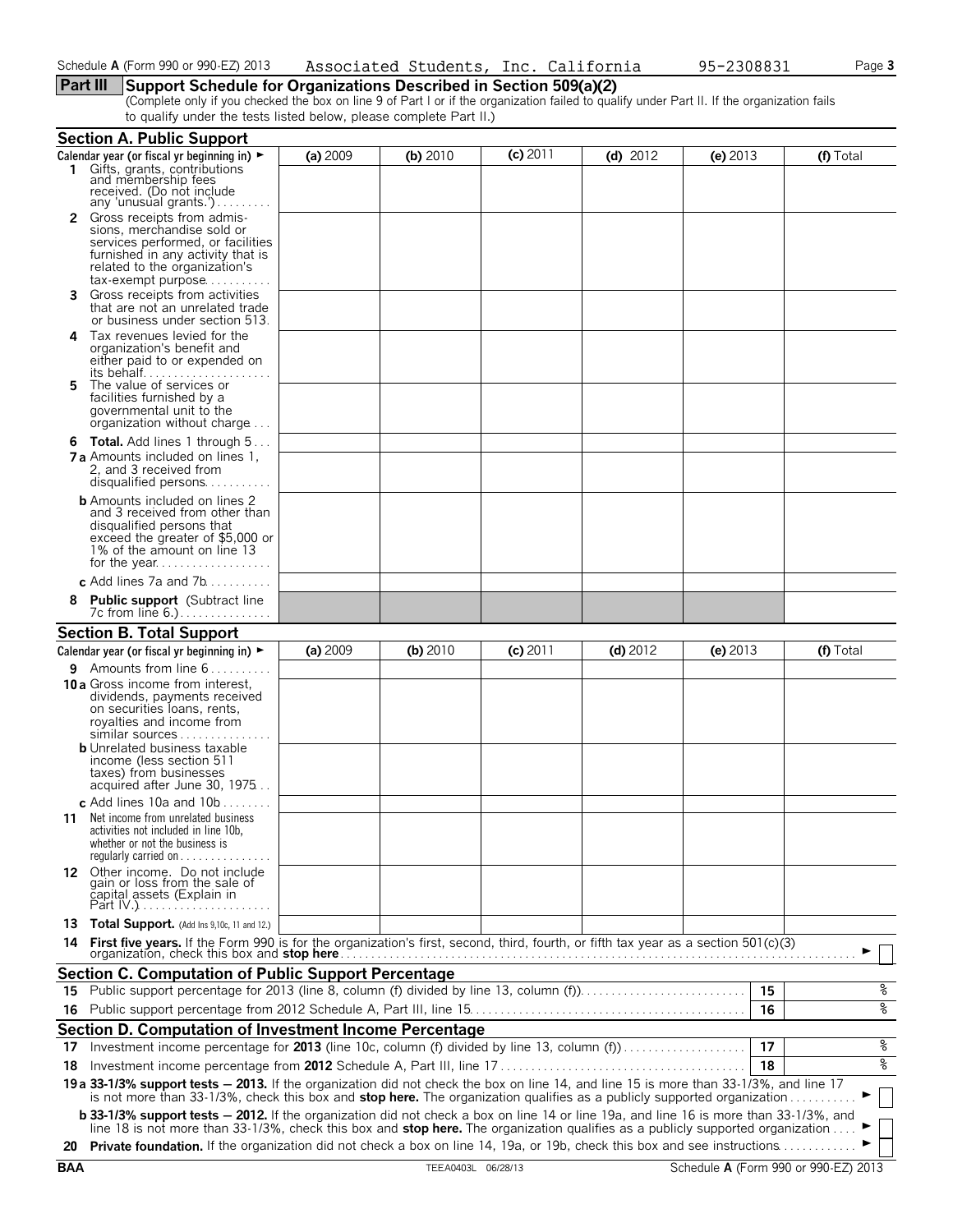Schedule **A** (Form 990 or 990-EZ) 2013 Associated Students, Inc. California 95-2308831

## Part III Support Schedule for Organizations Described in Section 509(a)(2)

(Complete only if you checked the box on line 9 of Part I or if the organization failed to qualify under Part II. If the organization fails to qualify under the tests listed below, please complete Part II.)

### Section A. Public Support

| Calendar year (or fiscal yr beginning in) ► | (a) 2009 | (b) 2010 | (c) 2011 | (d) 2012 | (e) 2013 | (f) Total |
|---|---|---|---|---|---|---|
| **1** Gifts, grants, contributions and membership fees received. (Do not include any 'unusual grants.') | | | | | | |
| **2** Gross receipts from admissions, merchandise sold or services performed, or facilities furnished in any activity that is related to the organization's tax-exempt purpose | | | | | | |
| **3** Gross receipts from activities that are not an unrelated trade or business under section 513 | | | | | | |
| **4** Tax revenues levied for the organization's benefit and either paid to or expended on its behalf | | | | | | |
| **5** The value of services or facilities furnished by a governmental unit to the organization without charge | | | | | | |
| **6 Total.** Add lines 1 through 5 | | | | | | |
| **7a** Amounts included on lines 1, 2, and 3 received from disqualified persons | | | | | | |
| **b** Amounts included on lines 2 and 3 received from other than disqualified persons that exceed the greater of $5,000 or 1% of the amount on line 13 for the year | | | | | | |
| **c** Add lines 7a and 7b | | | | | | |
| **8 Public support** (Subtract line 7c from line 6.) | | | | | | |

### Section B. Total Support

| Calendar year (or fiscal yr beginning in) ► | (a) 2009 | (b) 2010 | (c) 2011 | (d) 2012 | (e) 2013 | (f) Total |
|---|---|---|---|---|---|---|
| **9** Amounts from line 6 | | | | | | |
| **10a** Gross income from interest, dividends, payments received on securities loans, rents, royalties and income from similar sources | | | | | | |
| **b** Unrelated business taxable income (less section 511 taxes) from businesses acquired after June 30, 1975 | | | | | | |
| **c** Add lines 10a and 10b | | | | | | |
| **11** Net income from unrelated business activities not included in line 10b, whether or not the business is regularly carried on | | | | | | |
| **12** Other income. Do not include gain or loss from the sale of capital assets (Explain in Part IV.) | | | | | | |
| **13 Total Support.** (Add lns 9,10c, 11 and 12.) | | | | | | |

**14 First five years.** If the Form 990 is for the organization's first, second, third, fourth, or fifth tax year as a section 501(c)(3) organization, check this box and **stop here** ► ☐

### Section C. Computation of Public Support Percentage

| | | | |
|---|---|---|---|
| **15** | Public support percentage for 2013 (line 8, column (f) divided by line 13, column (f)) | 15 | % |
| **16** | Public support percentage from 2012 Schedule A, Part III, line 15 | 16 | % |

### Section D. Computation of Investment Income Percentage

| | | | |
|---|---|---|---|
| **17** | Investment income percentage for **2013** (line 10c, column (f) divided by line 13, column (f)) | 17 | % |
| **18** | Investment income percentage from **2012** Schedule A, Part III, line 17 | 18 | % |

**19a 33-1/3% support tests — 2013.** If the organization did not check the box on line 14, and line 15 is more than 33-1/3%, and line 17 is not more than 33-1/3%, check this box and **stop here.** The organization qualifies as a publicly supported organization ► ☐

**b 33-1/3% support tests — 2012.** If the organization did not check a box on line 14 or line 19a, and line 16 is more than 33-1/3%, and line 18 is not more than 33-1/3%, check this box and **stop here.** The organization qualifies as a publicly supported organization ► ☐

**20 Private foundation.** If the organization did not check a box on line 14, 19a, or 19b, check this box and see instructions ► ☐

BAA TEEA0403L 06/28/13 Schedule **A** (Form 990 or 990-EZ) 2013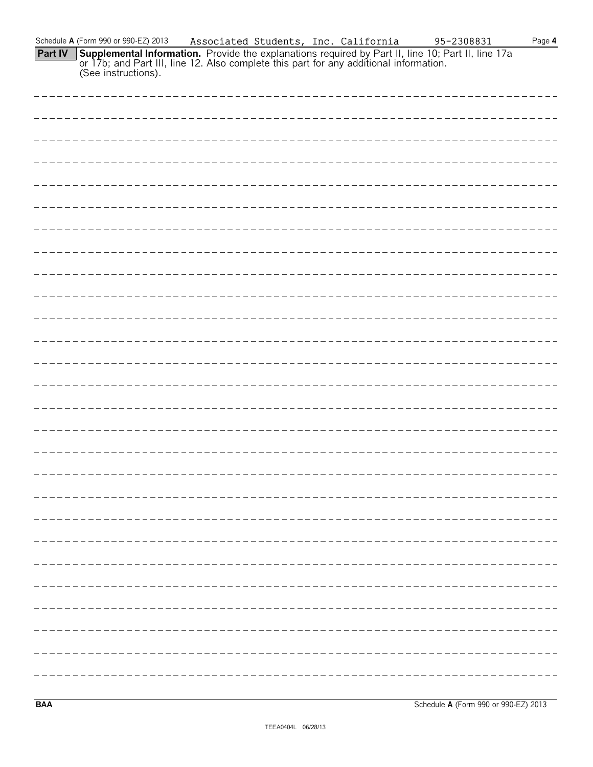Schedule **A** (Form 990 or 990-EZ) 2013 Associated Students, Inc. California 95-2308831 Page **4**

**Part IV** **Supplemental Information.** Provide the explanations required by Part II, line 10; Part II, line 17a or 17b; and Part III, line 12. Also complete this part for any additional information. (See instructions).

**BAA** Schedule **A** (Form 990 or 990-EZ) 2013

TEEA0404L 06/28/13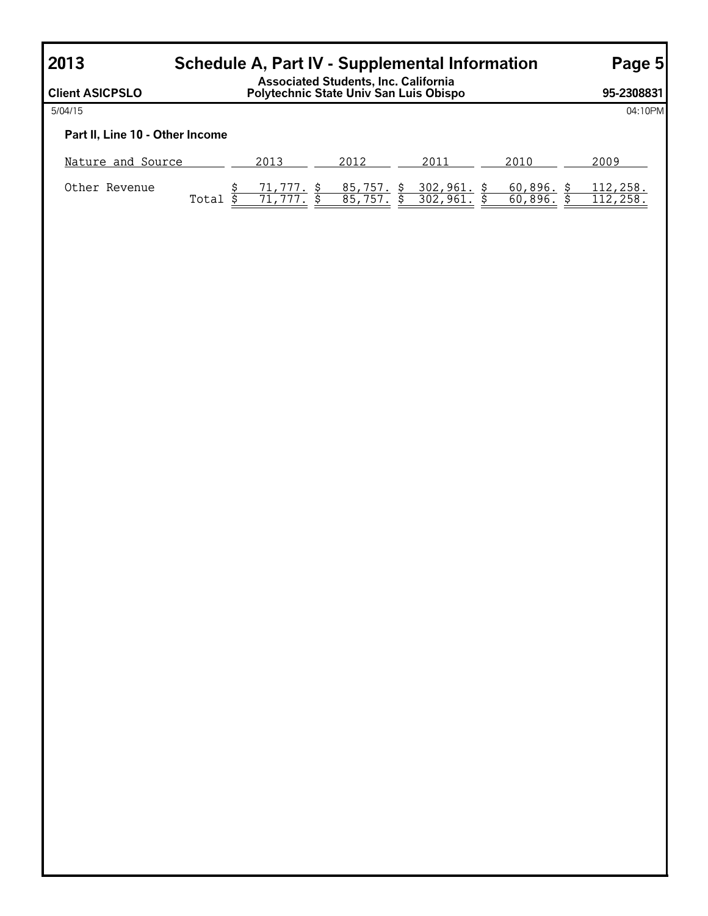# 2013 Schedule A, Part IV - Supplemental Information

**Client ASICPSLO** — **Associated Students, Inc. California Polytechnic State Univ San Luis Obispo** — **95-2308831**

5/04/15 04:10PM

### Part II, Line 10 - Other Income

| Nature and Source | | 2013 | 2012 | 2011 | 2010 | 2009 |
|---|---|---|---|---|---|---|
| Other Revenue | | $ 71,777. | $ 85,757. | $ 302,961. | $ 60,896. | $ 112,258. |
| | Total | $ 71,777. | $ 85,757. | $ 302,961. | $ 60,896. | $ 112,258. |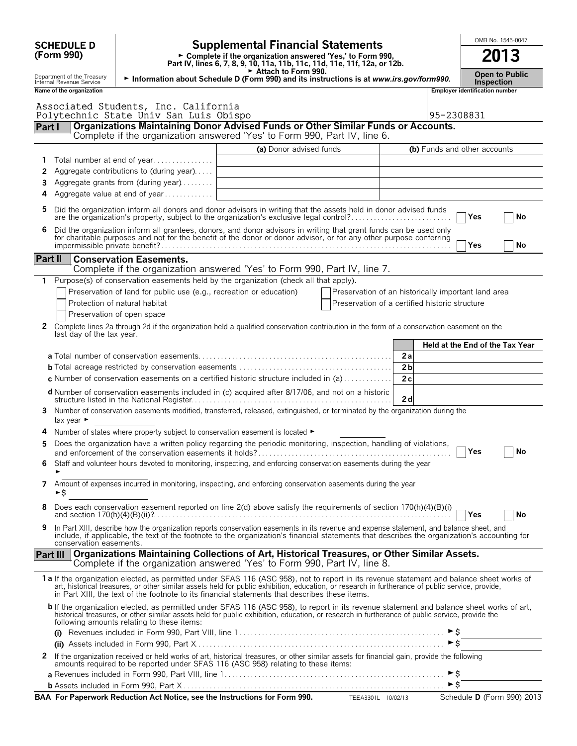**SCHEDULE D (Form 990)**

# Supplemental Financial Statements

► Complete if the organization answered 'Yes,' to Form 990, Part IV, lines 6, 7, 8, 9, 10, 11a, 11b, 11c, 11d, 11e, 11f, 12a, or 12b.

► Attach to Form 990.

► Information about Schedule D (Form 990) and its instructions is at *www.irs.gov/form990.*

Department of the Treasury Internal Revenue Service

OMB No. 1545-0047

**2013**

**Open to Public Inspection**

Name of the organization: Associated Students, Inc. California Polytechnic State Univ San Luis Obispo

Employer identification number: 95-2308831

## Part I Organizations Maintaining Donor Advised Funds or Other Similar Funds or Accounts.

Complete if the organization answered 'Yes' to Form 990, Part IV, line 6.

| | | (a) Donor advised funds | (b) Funds and other accounts |
|---|---|---|---|
| 1 | Total number at end of year | | |
| 2 | Aggregate contributions to (during year) | | |
| 3 | Aggregate grants from (during year) | | |
| 4 | Aggregate value at end of year | | |

5 Did the organization inform all donors and donor advisors in writing that the assets held in donor advised funds are the organization's property, subject to the organization's exclusive legal control? ☐ Yes ☐ No

6 Did the organization inform all grantees, donors, and donor advisors in writing that grant funds can be used only for charitable purposes and not for the benefit of the donor or donor advisor, or for any other purpose conferring impermissible private benefit? ☐ Yes ☐ No

## Part II Conservation Easements.

Complete if the organization answered 'Yes' to Form 990, Part IV, line 7.

1 Purpose(s) of conservation easements held by the organization (check all that apply).

☐ Preservation of land for public use (e.g., recreation or education)
☐ Protection of natural habitat
☐ Preservation of open space
☐ Preservation of an historically important land area
☐ Preservation of a certified historic structure

2 Complete lines 2a through 2d if the organization held a qualified conservation contribution in the form of a conservation easement on the last day of the tax year.

| | | Held at the End of the Tax Year |
|---|---|---|
| **a** Total number of conservation easements | 2a | |
| **b** Total acreage restricted by conservation easements | 2b | |
| **c** Number of conservation easements on a certified historic structure included in (a) | 2c | |
| **d** Number of conservation easements included in (c) acquired after 8/17/06, and not on a historic structure listed in the National Register | 2d | |

3 Number of conservation easements modified, transferred, released, extinguished, or terminated by the organization during the tax year ►

4 Number of states where property subject to conservation easement is located ►

5 Does the organization have a written policy regarding the periodic monitoring, inspection, handling of violations, and enforcement of the conservation easements it holds? ☐ Yes ☐ No

6 Staff and volunteer hours devoted to monitoring, inspecting, and enforcing conservation easements during the year ►

7 Amount of expenses incurred in monitoring, inspecting, and enforcing conservation easements during the year ►$

8 Does each conservation easement reported on line 2(d) above satisfy the requirements of section 170(h)(4)(B)(i) and section 170(h)(4)(B)(ii)? ☐ Yes ☐ No

9 In Part XIII, describe how the organization reports conservation easements in its revenue and expense statement, and balance sheet, and include, if applicable, the text of the footnote to the organization's financial statements that describes the organization's accounting for conservation easements.

## Part III Organizations Maintaining Collections of Art, Historical Treasures, or Other Similar Assets.

Complete if the organization answered 'Yes' to Form 990, Part IV, line 8.

**1 a** If the organization elected, as permitted under SFAS 116 (ASC 958), not to report in its revenue statement and balance sheet works of art, historical treasures, or other similar assets held for public exhibition, education, or research in furtherance of public service, provide, in Part XIII, the text of the footnote to its financial statements that describes these items.

**b** If the organization elected, as permitted under SFAS 116 (ASC 958), to report in its revenue statement and balance sheet works of art, historical treasures, or other similar assets held for public exhibition, education, or research in furtherance of public service, provide the following amounts relating to these items:

(i) Revenues included in Form 990, Part VIII, line 1 ►$

(ii) Assets included in Form 990, Part X ►$

2 If the organization received or held works of art, historical treasures, or other similar assets for financial gain, provide the following amounts required to be reported under SFAS 116 (ASC 958) relating to these items:

**a** Revenues included in Form 990, Part VIII, line 1 ►$

**b** Assets included in Form 990, Part X ►$

**BAA For Paperwork Reduction Act Notice, see the Instructions for Form 990.** TEEA3301L 10/02/13 Schedule **D** (Form 990) 2013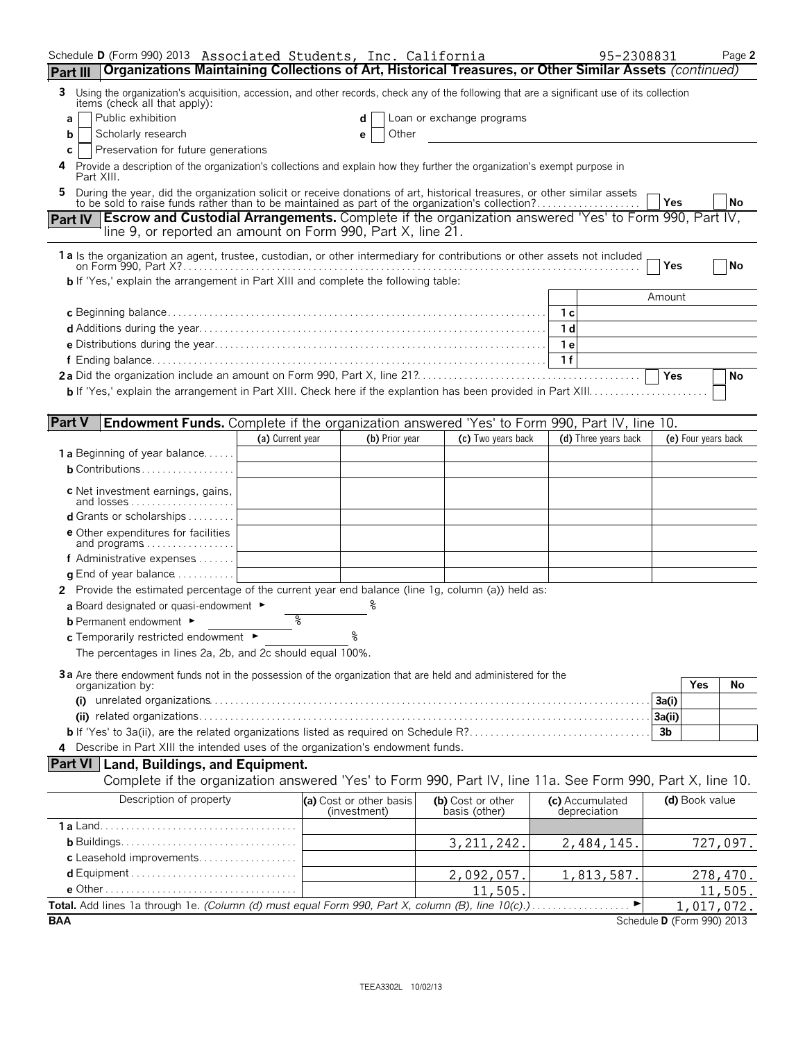Schedule D (Form 990) 2013 Associated Students, Inc. California 95-2308831 Page 2

## Part III Organizations Maintaining Collections of Art, Historical Treasures, or Other Similar Assets *(continued)*

**3** Using the organization's acquisition, accession, and other records, check any of the following that are a significant use of its collection items (check all that apply):

- **a** ☐ Public exhibition
- **b** ☐ Scholarly research
- **c** ☐ Preservation for future generations
- **d** ☐ Loan or exchange programs
- **e** ☐ Other

**4** Provide a description of the organization's collections and explain how they further the organization's exempt purpose in Part XIII.

**5** During the year, did the organization solicit or receive donations of art, historical treasures, or other similar assets to be sold to raise funds rather than to be maintained as part of the organization's collection? ☐ Yes ☐ No

## Part IV Escrow and Custodial Arrangements. Complete if the organization answered 'Yes' to Form 990, Part IV, line 9, or reported an amount on Form 990, Part X, line 21.

**1a** Is the organization an agent, trustee, custodian, or other intermediary for contributions or other assets not included on Form 990, Part X? ☐ Yes ☐ No

**b** If 'Yes,' explain the arrangement in Part XIII and complete the following table:

| | | Amount |
|---|---|---|
| **c** Beginning balance | 1 c | |
| **d** Additions during the year | 1 d | |
| **e** Distributions during the year | 1 e | |
| **f** Ending balance | 1 f | |

**2a** Did the organization include an amount on Form 990, Part X, line 21? ☐ Yes ☐ No

**b** If 'Yes,' explain the arrangement in Part XIII. Check here if the explantion has been provided in Part XIII ☐

## Part V Endowment Funds. Complete if the organization answered 'Yes' to Form 990, Part IV, line 10.

| | (a) Current year | (b) Prior year | (c) Two years back | (d) Three years back | (e) Four years back |
|---|---|---|---|---|---|
| **1a** Beginning of year balance | | | | | |
| **b** Contributions | | | | | |
| **c** Net investment earnings, gains, and losses | | | | | |
| **d** Grants or scholarships | | | | | |
| **e** Other expenditures for facilities and programs | | | | | |
| **f** Administrative expenses | | | | | |
| **g** End of year balance | | | | | |

**2** Provide the estimated percentage of the current year end balance (line 1g, column (a)) held as:

**a** Board designated or quasi-endowment ► %

**b** Permanent endowment ► %

**c** Temporarily restricted endowment ► %

The percentages in lines 2a, 2b, and 2c should equal 100%.

**3a** Are there endowment funds not in the possession of the organization that are held and administered for the organization by:

| | | Yes | No |
|---|---|---|---|
| **(i)** unrelated organizations | 3a(i) | | |
| **(ii)** related organizations | 3a(ii) | | |
| **b** If 'Yes' to 3a(ii), are the related organizations listed as required on Schedule R? | 3b | | |

**4** Describe in Part XIII the intended uses of the organization's endowment funds.

## Part VI Land, Buildings, and Equipment.

Complete if the organization answered 'Yes' to Form 990, Part IV, line 11a. See Form 990, Part X, line 10.

| Description of property | (a) Cost or other basis (investment) | (b) Cost or other basis (other) | (c) Accumulated depreciation | (d) Book value |
|---|---|---|---|---|
| **1a** Land | | | | |
| **b** Buildings | | 3,211,242. | 2,484,145. | 727,097. |
| **c** Leasehold improvements | | | | |
| **d** Equipment | | 2,092,057. | 1,813,587. | 278,470. |
| **e** Other | | 11,505. | | 11,505. |
| **Total.** Add lines 1a through 1e. *(Column (d) must equal Form 990, Part X, column (B), line 10(c).)* ► | | | | 1,017,072. |

BAA Schedule D (Form 990) 2013

TEEA3302L 10/02/13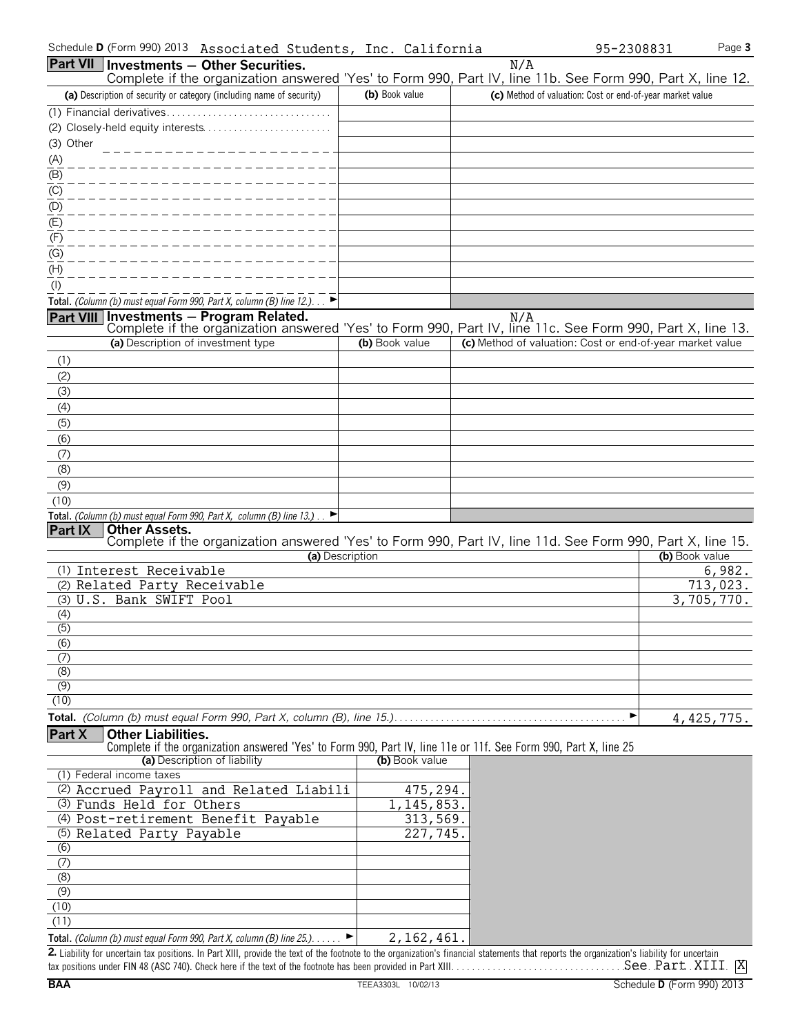Schedule D (Form 990) 2013 Associated Students, Inc. California 95-2308831

## Part VII Investments — Other Securities.

N/A

Complete if the organization answered 'Yes' to Form 990, Part IV, line 11b. See Form 990, Part X, line 12.

| (a) Description of security or category (including name of security) | (b) Book value | (c) Method of valuation: Cost or end-of-year market value |
|---|---|---|
| (1) Financial derivatives | | |
| (2) Closely-held equity interests | | |
| (3) Other | | |
| (A) | | |
| (B) | | |
| (C) | | |
| (D) | | |
| (E) | | |
| (F) | | |
| (G) | | |
| (H) | | |
| (I) | | |
| Total. *(Column (b) must equal Form 990, Part X, column (B) line 12.)* ► | | |

## Part VIII Investments — Program Related.

N/A

Complete if the organization answered 'Yes' to Form 990, Part IV, line 11c. See Form 990, Part X, line 13.

| (a) Description of investment type | (b) Book value | (c) Method of valuation: Cost or end-of-year market value |
|---|---|---|
| (1) | | |
| (2) | | |
| (3) | | |
| (4) | | |
| (5) | | |
| (6) | | |
| (7) | | |
| (8) | | |
| (9) | | |
| (10) | | |
| Total. *(Column (b) must equal Form 990, Part X, column (B) line 13.)* ► | | |

## Part IX Other Assets.

Complete if the organization answered 'Yes' to Form 990, Part IV, line 11d. See Form 990, Part X, line 15.

| (a) Description | (b) Book value |
|---|---|
| (1) Interest Receivable | 6,982. |
| (2) Related Party Receivable | 713,023. |
| (3) U.S. Bank SWIFT Pool | 3,705,770. |
| (4) | |
| (5) | |
| (6) | |
| (7) | |
| (8) | |
| (9) | |
| (10) | |
| Total. *(Column (b) must equal Form 990, Part X, column (B), line 15.)* ► | 4,425,775. |

## Part X Other Liabilities.

Complete if the organization answered 'Yes' to Form 990, Part IV, line 11e or 11f. See Form 990, Part X, line 25

| (a) Description of liability | (b) Book value |
|---|---|
| (1) Federal income taxes | |
| (2) Accrued Payroll and Related Liabili | 475,294. |
| (3) Funds Held for Others | 1,145,853. |
| (4) Post-retirement Benefit Payable | 313,569. |
| (5) Related Party Payable | 227,745. |
| (6) | |
| (7) | |
| (8) | |
| (9) | |
| (10) | |
| (11) | |
| Total. *(Column (b) must equal Form 990, Part X, column (B) line 25.)* ► | 2,162,461. |

**2.** Liability for uncertain tax positions. In Part XIII, provide the text of the footnote to the organization's financial statements that reports the organization's liability for uncertain tax positions under FIN 48 (ASC 740). Check here if the text of the footnote has been provided in Part XIII. See Part XIII [X]

BAA TEEA3303L 10/02/13 Schedule D (Form 990) 2013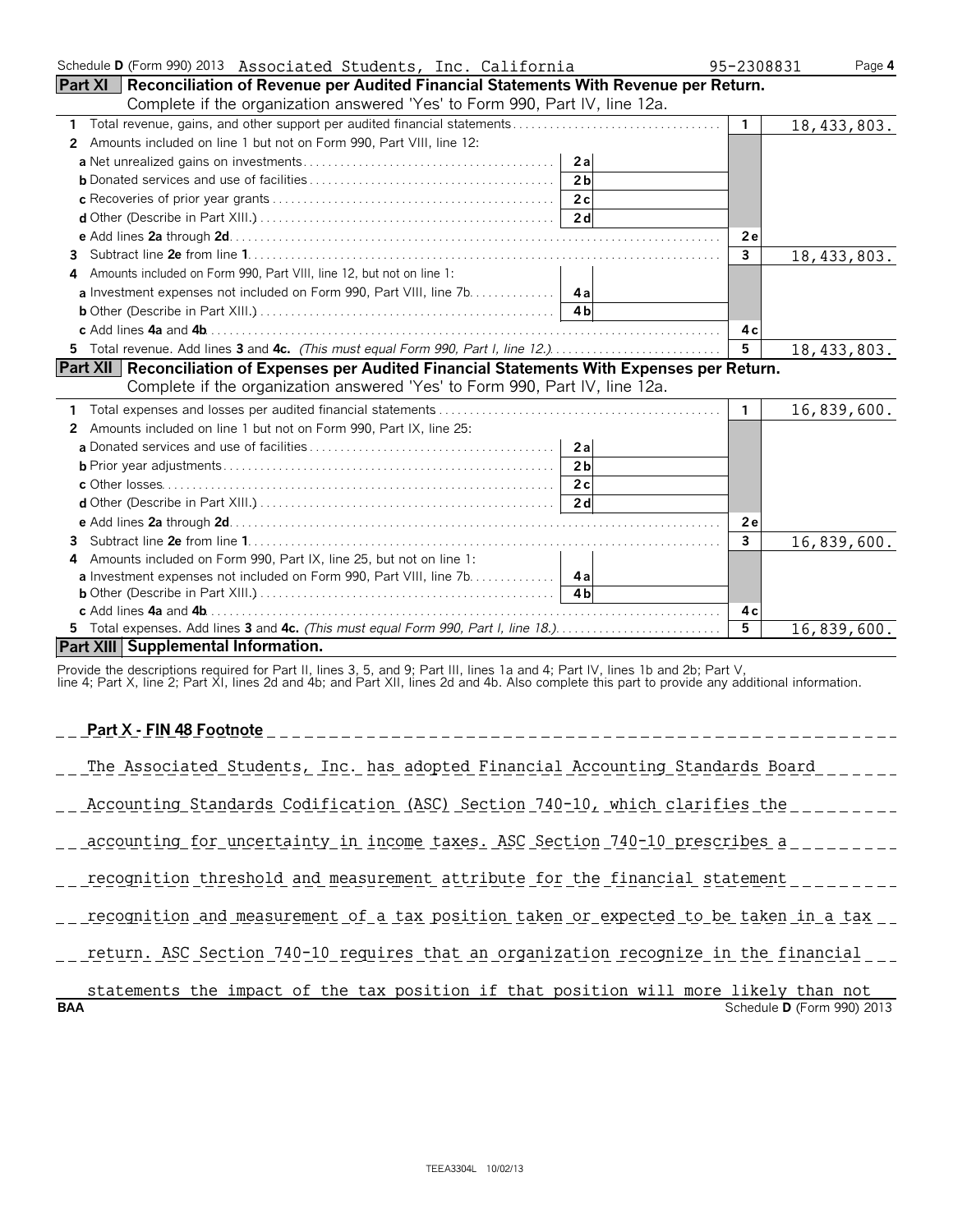Schedule D (Form 990) 2013 Associated Students, Inc. California 95-2308831

## Part XI Reconciliation of Revenue per Audited Financial Statements With Revenue per Return.

Complete if the organization answered 'Yes' to Form 990, Part IV, line 12a.

| | | | | |
|---|---|---|---|---|
| **1** Total revenue, gains, and other support per audited financial statements | | | 1 | 18,433,803. |
| **2** Amounts included on line 1 but not on Form 990, Part VIII, line 12: | | | | |
| **a** Net unrealized gains on investments | 2a | | | |
| **b** Donated services and use of facilities | 2b | | | |
| **c** Recoveries of prior year grants | 2c | | | |
| **d** Other (Describe in Part XIII.) | 2d | | | |
| **e** Add lines **2a** through **2d** | | | 2e | |
| **3** Subtract line **2e** from line **1** | | | 3 | 18,433,803. |
| **4** Amounts included on Form 990, Part VIII, line 12, but not on line 1: | | | | |
| **a** Investment expenses not included on Form 990, Part VIII, line 7b | 4a | | | |
| **b** Other (Describe in Part XIII.) | 4b | | | |
| **c** Add lines **4a** and **4b** | | | 4c | |
| **5** Total revenue. Add lines **3** and **4c.** *(This must equal Form 990, Part I, line 12.)* | | | 5 | 18,433,803. |

## Part XII Reconciliation of Expenses per Audited Financial Statements With Expenses per Return.

Complete if the organization answered 'Yes' to Form 990, Part IV, line 12a.

| | | | | |
|---|---|---|---|---|
| **1** Total expenses and losses per audited financial statements | | | 1 | 16,839,600. |
| **2** Amounts included on line 1 but not on Form 990, Part IX, line 25: | | | | |
| **a** Donated services and use of facilities | 2a | | | |
| **b** Prior year adjustments | 2b | | | |
| **c** Other losses | 2c | | | |
| **d** Other (Describe in Part XIII.) | 2d | | | |
| **e** Add lines **2a** through **2d** | | | 2e | |
| **3** Subtract line **2e** from line **1** | | | 3 | 16,839,600. |
| **4** Amounts included on Form 990, Part IX, line 25, but not on line 1: | | | | |
| **a** Investment expenses not included on Form 990, Part VIII, line 7b | 4a | | | |
| **b** Other (Describe in Part XIII.) | 4b | | | |
| **c** Add lines **4a** and **4b** | | | 4c | |
| **5** Total expenses. Add lines **3** and **4c.** *(This must equal Form 990, Part I, line 18.)* | | | 5 | 16,839,600. |

## Part XIII Supplemental Information.

Provide the descriptions required for Part II, lines 3, 5, and 9; Part III, lines 1a and 4; Part IV, lines 1b and 2b; Part V, line 4; Part X, line 2; Part XI, lines 2d and 4b; and Part XII, lines 2d and 4b. Also complete this part to provide any additional information.

**Part X - FIN 48 Footnote**

The Associated Students, Inc. has adopted Financial Accounting Standards Board Accounting Standards Codification (ASC) Section 740-10, which clarifies the accounting for uncertainty in income taxes. ASC Section 740-10 prescribes a recognition threshold and measurement attribute for the financial statement recognition and measurement of a tax position taken or expected to be taken in a tax return. ASC Section 740-10 requires that an organization recognize in the financial statements the impact of the tax position if that position will more likely than not

BAA Schedule D (Form 990) 2013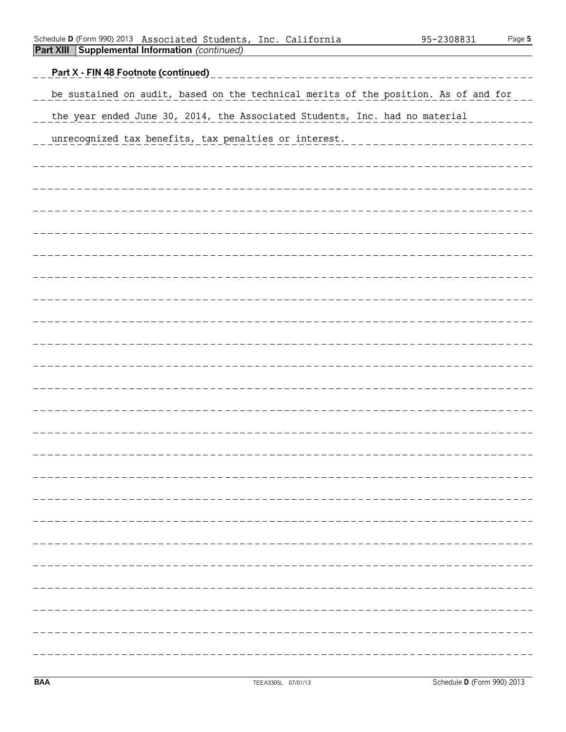Schedule D (Form 990) 2013 Associated Students, Inc. California 95-2308831

**Part XIII Supplemental Information** *(continued)*

**Part X - FIN 48 Footnote (continued)**

be sustained on audit, based on the technical merits of the position. As of and for the year ended June 30, 2014, the Associated Students, Inc. had no material unrecognized tax benefits, tax penalties or interest.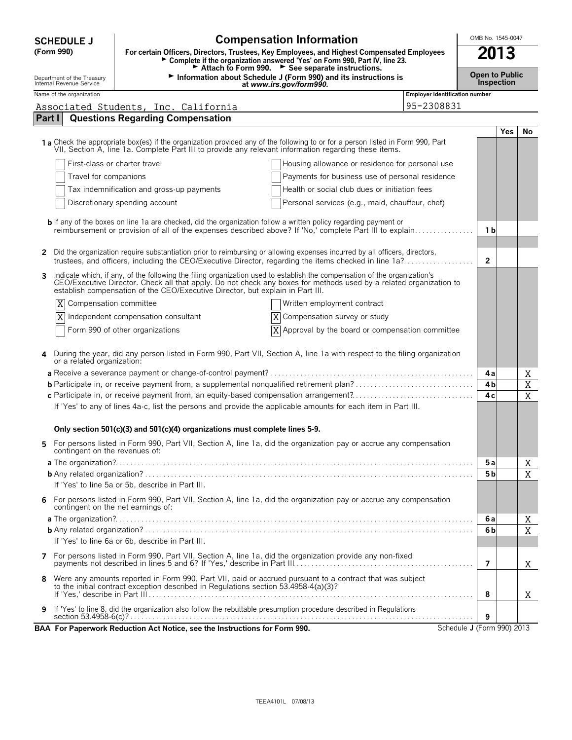**SCHEDULE J** (Form 990)

# Compensation Information

**For certain Officers, Directors, Trustees, Key Employees, and Highest Compensated Employees**

► Complete if the organization answered 'Yes' on Form 990, Part IV, line 23.
► Attach to Form 990. ► See separate instructions.
► Information about Schedule J (Form 990) and its instructions is at *www.irs.gov/form990*.

Department of the Treasury
Internal Revenue Service

OMB No. 1545-0047

**2013**

**Open to Public Inspection**

Name of the organization: Associated Students, Inc. California

Employer identification number: 95-2308831

## Part I Questions Regarding Compensation

| | | Yes | No |
|---|---|---|---|
| **1a** Check the appropriate box(es) if the organization provided any of the following to or for a person listed in Form 990, Part VII, Section A, line 1a. Complete Part III to provide any relevant information regarding these items. | | | |
| ☐ First-class or charter travel ☐ Housing allowance or residence for personal use | | | |
| ☐ Travel for companions ☐ Payments for business use of personal residence | | | |
| ☐ Tax indemnification and gross-up payments ☐ Health or social club dues or initiation fees | | | |
| ☐ Discretionary spending account ☐ Personal services (e.g., maid, chauffeur, chef) | | | |
| **b** If any of the boxes on line 1a are checked, did the organization follow a written policy regarding payment or reimbursement or provision of all of the expenses described above? If 'No,' complete Part III to explain | 1b | | |
| **2** Did the organization require substantiation prior to reimbursing or allowing expenses incurred by all officers, directors, trustees, and officers, including the CEO/Executive Director, regarding the items checked in line 1a? | 2 | | |
| **3** Indicate which, if any, of the following the filing organization used to establish the compensation of the organization's CEO/Executive Director. Check all that apply. Do not check any boxes for methods used by a related organization to establish compensation of the CEO/Executive Director, but explain in Part III. | | | |
| ☒ Compensation committee ☐ Written employment contract | | | |
| ☒ Independent compensation consultant ☒ Compensation survey or study | | | |
| ☐ Form 990 of other organizations ☒ Approval by the board or compensation committee | | | |
| **4** During the year, did any person listed in Form 990, Part VII, Section A, line 1a with respect to the filing organization or a related organization: | | | |
| **a** Receive a severance payment or change-of-control payment? | 4a | | X |
| **b** Participate in, or receive payment from, a supplemental nonqualified retirement plan? | 4b | | X |
| **c** Participate in, or receive payment from, an equity-based compensation arrangement? | 4c | | X |
| If 'Yes' to any of lines 4a-c, list the persons and provide the applicable amounts for each item in Part III. | | | |
| **Only section 501(c)(3) and 501(c)(4) organizations must complete lines 5-9.** | | | |
| **5** For persons listed in Form 990, Part VII, Section A, line 1a, did the organization pay or accrue any compensation contingent on the revenues of: | | | |
| **a** The organization? | 5a | | X |
| **b** Any related organization? | 5b | | X |
| If 'Yes' to line 5a or 5b, describe in Part III. | | | |
| **6** For persons listed in Form 990, Part VII, Section A, line 1a, did the organization pay or accrue any compensation contingent on the net earnings of: | | | |
| **a** The organization? | 6a | | X |
| **b** Any related organization? | 6b | | X |
| If 'Yes' to line 6a or 6b, describe in Part III. | | | |
| **7** For persons listed in Form 990, Part VII, Section A, line 1a, did the organization provide any non-fixed payments not described in lines 5 and 6? If 'Yes,' describe in Part III | 7 | | X |
| **8** Were any amounts reported in Form 990, Part VII, paid or accrued pursuant to a contract that was subject to the initial contract exception described in Regulations section 53.4958-4(a)(3)? If 'Yes,' describe in Part III | 8 | | X |
| **9** If 'Yes' to line 8, did the organization also follow the rebuttable presumption procedure described in Regulations section 53.4958-6(c)? | 9 | | |

**BAA For Paperwork Reduction Act Notice, see the Instructions for Form 990.** Schedule **J** (Form 990) 2013

TEEA4101L 07/08/13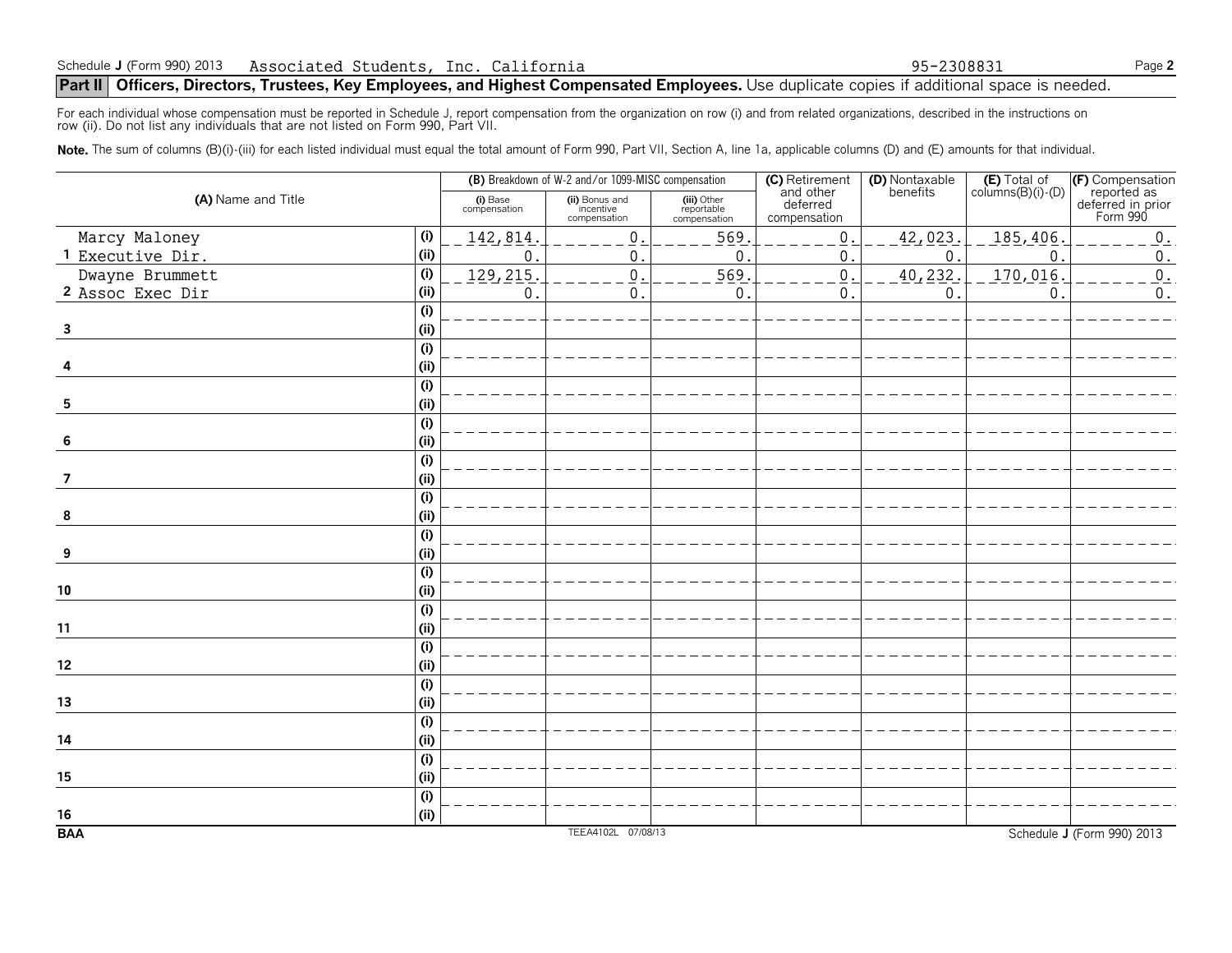Schedule J (Form 990) 2013 Associated Students, Inc. California 95-2308831

## Part II Officers, Directors, Trustees, Key Employees, and Highest Compensated Employees. Use duplicate copies if additional space is needed.

For each individual whose compensation must be reported in Schedule J, report compensation from the organization on row (i) and from related organizations, described in the instructions on row (ii). Do not list any individuals that are not listed on Form 990, Part VII.

**Note.** The sum of columns (B)(i)-(iii) for each listed individual must equal the total amount of Form 990, Part VII, Section A, line 1a, applicable columns (D) and (E) amounts for that individual.

| (A) Name and Title | | (B) Breakdown of W-2 and/or 1099-MISC compensation | | | (C) Retirement and other deferred compensation | (D) Nontaxable benefits | (E) Total of columns(B)(i)-(D) | (F) Compensation reported as deferred in prior Form 990 |
|---|---|---|---|---|---|---|---|---|
| | | (i) Base compensation | (ii) Bonus and incentive compensation | (iii) Other reportable compensation | | | | |
| 1 Marcy Maloney<br>Executive Dir. | (i) | 142,814. | 0. | 569. | 0. | 42,023. | 185,406. | 0. |
| | (ii) | 0. | 0. | 0. | 0. | 0. | 0. | 0. |
| 2 Dwayne Brummett<br>Assoc Exec Dir | (i) | 129,215. | 0. | 569. | 0. | 40,232. | 170,016. | 0. |
| | (ii) | 0. | 0. | 0. | 0. | 0. | 0. | 0. |
| 3 | (i) | | | | | | | |
| | (ii) | | | | | | | |
| 4 | (i) | | | | | | | |
| | (ii) | | | | | | | |
| 5 | (i) | | | | | | | |
| | (ii) | | | | | | | |
| 6 | (i) | | | | | | | |
| | (ii) | | | | | | | |
| 7 | (i) | | | | | | | |
| | (ii) | | | | | | | |
| 8 | (i) | | | | | | | |
| | (ii) | | | | | | | |
| 9 | (i) | | | | | | | |
| | (ii) | | | | | | | |
| 10 | (i) | | | | | | | |
| | (ii) | | | | | | | |
| 11 | (i) | | | | | | | |
| | (ii) | | | | | | | |
| 12 | (i) | | | | | | | |
| | (ii) | | | | | | | |
| 13 | (i) | | | | | | | |
| | (ii) | | | | | | | |
| 14 | (i) | | | | | | | |
| | (ii) | | | | | | | |
| 15 | (i) | | | | | | | |
| | (ii) | | | | | | | |
| 16 | (i) | | | | | | | |
| | (ii) | | | | | | | |

BAA TEEA4102L 07/08/13 Schedule J (Form 990) 2013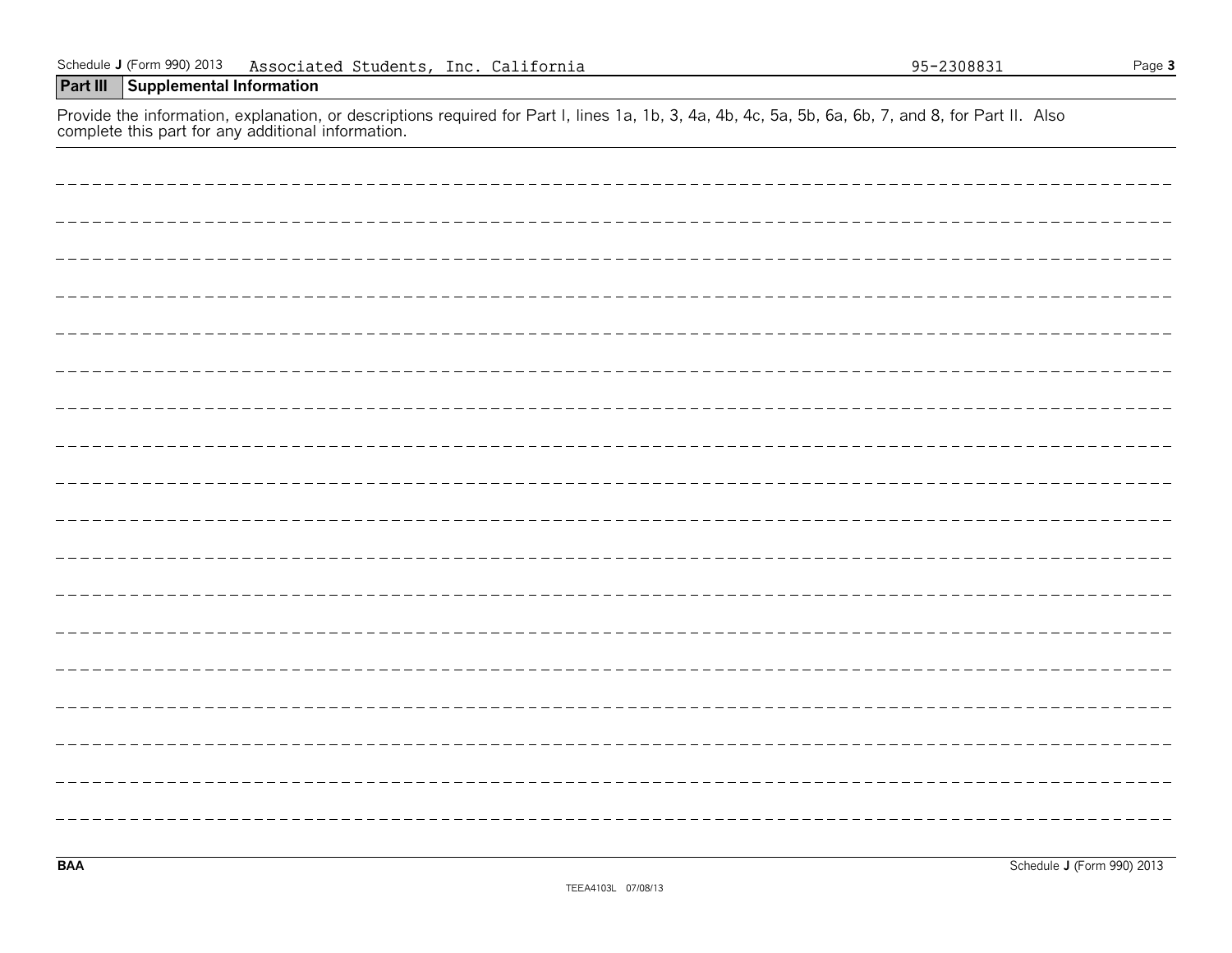Schedule J (Form 990) 2013 Associated Students, Inc. California 95-2308831 Page 3

## Part III Supplemental Information

Provide the information, explanation, or descriptions required for Part I, lines 1a, 1b, 3, 4a, 4b, 4c, 5a, 5b, 6a, 6b, 7, and 8, for Part II. Also complete this part for any additional information.

BAA Schedule J (Form 990) 2013

TEEA4103L 07/08/13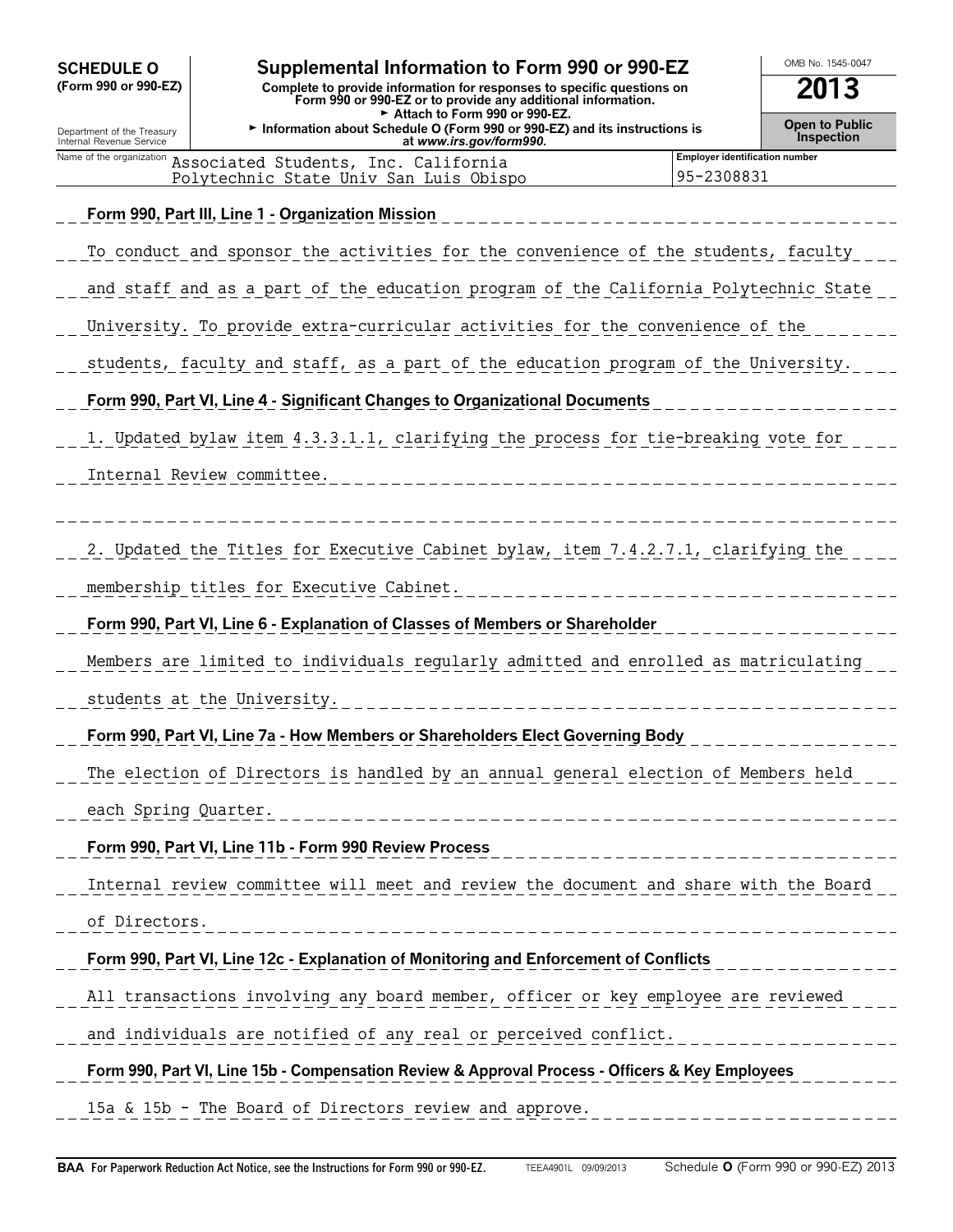**SCHEDULE O**
**(Form 990 or 990-EZ)**

Department of the Treasury
Internal Revenue Service

# Supplemental Information to Form 990 or 990-EZ

**Complete to provide information for responses to specific questions on Form 990 or 990-EZ or to provide any additional information.**
► **Attach to Form 990 or 990-EZ.**
► **Information about Schedule O (Form 990 or 990-EZ) and its instructions is at** ***www.irs.gov/form990.***

OMB No. 1545-0047

**2013**

**Open to Public Inspection**

| Name of the organization | Employer identification number |
|---|---|
| Associated Students, Inc. California Polytechnic State Univ San Luis Obispo | 95-2308831 |

**Form 990, Part III, Line 1 - Organization Mission**

To conduct and sponsor the activities for the convenience of the students, faculty and staff and as a part of the education program of the California Polytechnic State University. To provide extra-curricular activities for the convenience of the students, faculty and staff, as a part of the education program of the University.

**Form 990, Part VI, Line 4 - Significant Changes to Organizational Documents**

1. Updated bylaw item 4.3.3.1.1, clarifying the process for tie-breaking vote for Internal Review committee.

2. Updated the Titles for Executive Cabinet bylaw, item 7.4.2.7.1, clarifying the membership titles for Executive Cabinet.

**Form 990, Part VI, Line 6 - Explanation of Classes of Members or Shareholder**

Members are limited to individuals regularly admitted and enrolled as matriculating students at the University.

**Form 990, Part VI, Line 7a - How Members or Shareholders Elect Governing Body**

The election of Directors is handled by an annual general election of Members held each Spring Quarter.

**Form 990, Part VI, Line 11b - Form 990 Review Process**

Internal review committee will meet and review the document and share with the Board of Directors.

**Form 990, Part VI, Line 12c - Explanation of Monitoring and Enforcement of Conflicts**

All transactions involving any board member, officer or key employee are reviewed and individuals are notified of any real or perceived conflict.

**Form 990, Part VI, Line 15b - Compensation Review & Approval Process - Officers & Key Employees**

15a & 15b - The Board of Directors review and approve.

**BAA For Paperwork Reduction Act Notice, see the Instructions for Form 990 or 990-EZ.** TEEA4901L 09/09/2013 Schedule **O** (Form 990 or 990-EZ) 2013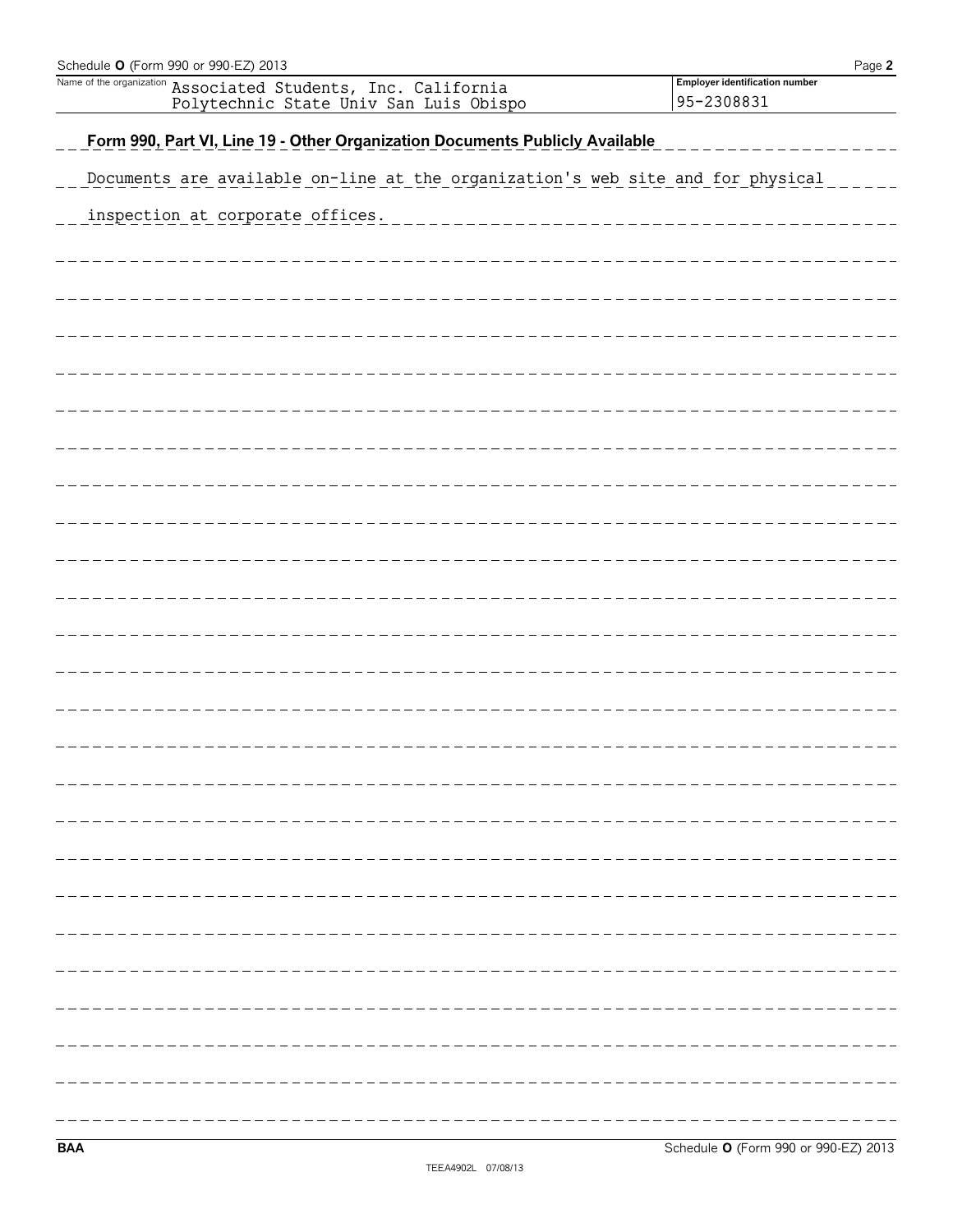Schedule **O** (Form 990 or 990-EZ) 2013

| Name of the organization | Employer identification number |
| --- | --- |
| Associated Students, Inc. California Polytechnic State Univ San Luis Obispo | 95-2308831 |

**Form 990, Part VI, Line 19 - Other Organization Documents Publicly Available**

Documents are available on-line at the organization's web site and for physical inspection at corporate offices.

**BAA** Schedule **O** (Form 990 or 990-EZ) 2013

TEEA4902L 07/08/13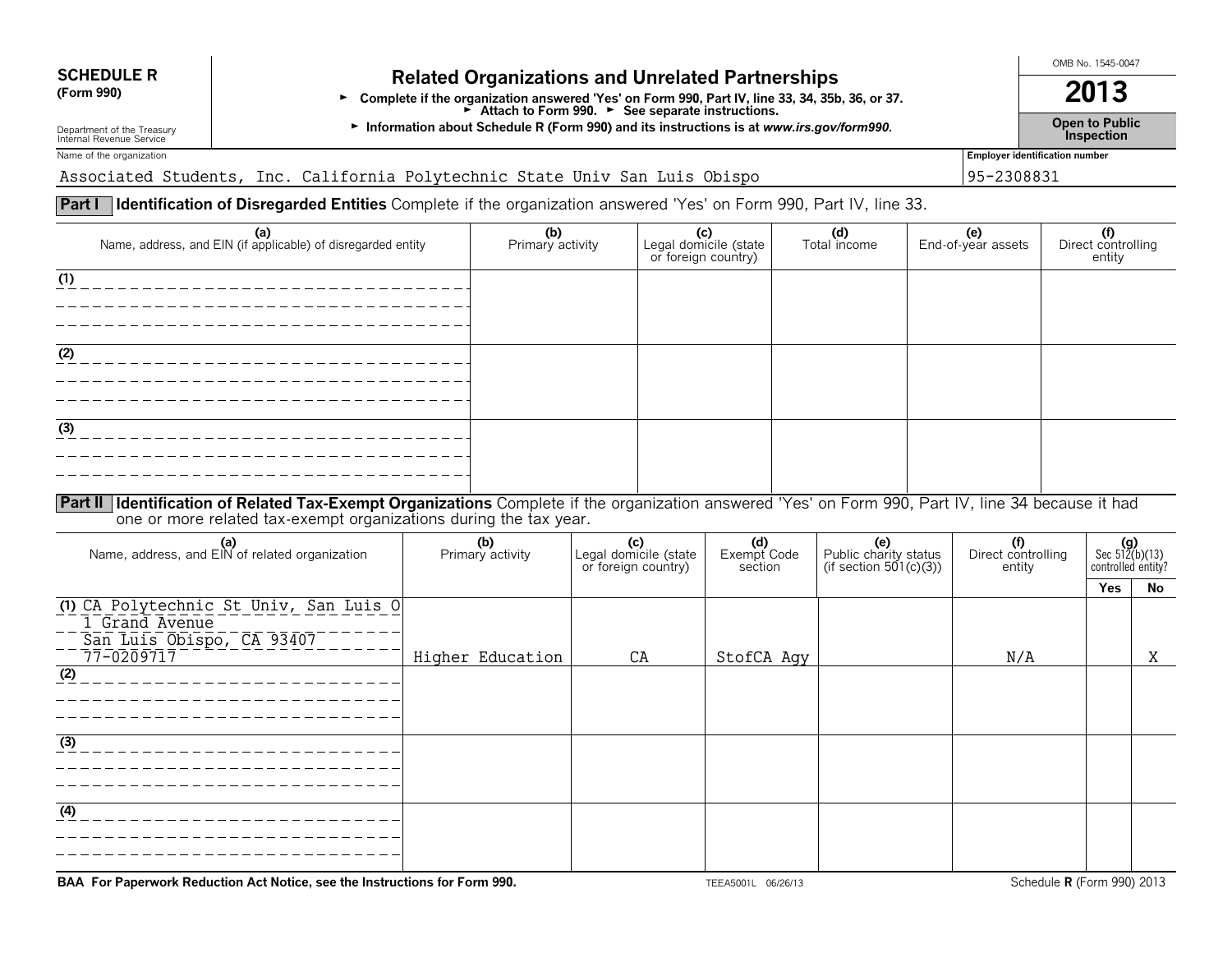**SCHEDULE R (Form 990)**

Department of the Treasury
Internal Revenue Service

# Related Organizations and Unrelated Partnerships

► Complete if the organization answered 'Yes' on Form 990, Part IV, line 33, 34, 35b, 36, or 37.
► Attach to Form 990. ► See separate instructions.
► Information about Schedule R (Form 990) and its instructions is at *www.irs.gov/form990.*

OMB No. 1545-0047

**2013**

**Open to Public Inspection**

Name of the organization: Associated Students, Inc. California Polytechnic State Univ San Luis Obispo

Employer identification number: 95-2308831

**Part I — Identification of Disregarded Entities** Complete if the organization answered 'Yes' on Form 990, Part IV, line 33.

| (a) Name, address, and EIN (if applicable) of disregarded entity | (b) Primary activity | (c) Legal domicile (state or foreign country) | (d) Total income | (e) End-of-year assets | (f) Direct controlling entity |
|---|---|---|---|---|---|
| (1) | | | | | |
| (2) | | | | | |
| (3) | | | | | |

**Part II — Identification of Related Tax-Exempt Organizations** Complete if the organization answered 'Yes' on Form 990, Part IV, line 34 because it had one or more related tax-exempt organizations during the tax year.

| (a) Name, address, and EIN of related organization | (b) Primary activity | (c) Legal domicile (state or foreign country) | (d) Exempt Code section | (e) Public charity status (if section 501(c)(3)) | (f) Direct controlling entity | (g) Sec 512(b)(13) controlled entity? Yes | No |
|---|---|---|---|---|---|---|---|
| (1) CA Polytechnic St Univ, San Luis O<br>1 Grand Avenue<br>San Luis Obispo, CA 93407<br>77-0209717 | Higher Education | CA | StofCA Agy | | N/A | | X |
| (2) | | | | | | | |
| (3) | | | | | | | |
| (4) | | | | | | | |

**BAA For Paperwork Reduction Act Notice, see the Instructions for Form 990.** TEEA5001L 06/26/13 Schedule **R** (Form 990) 2013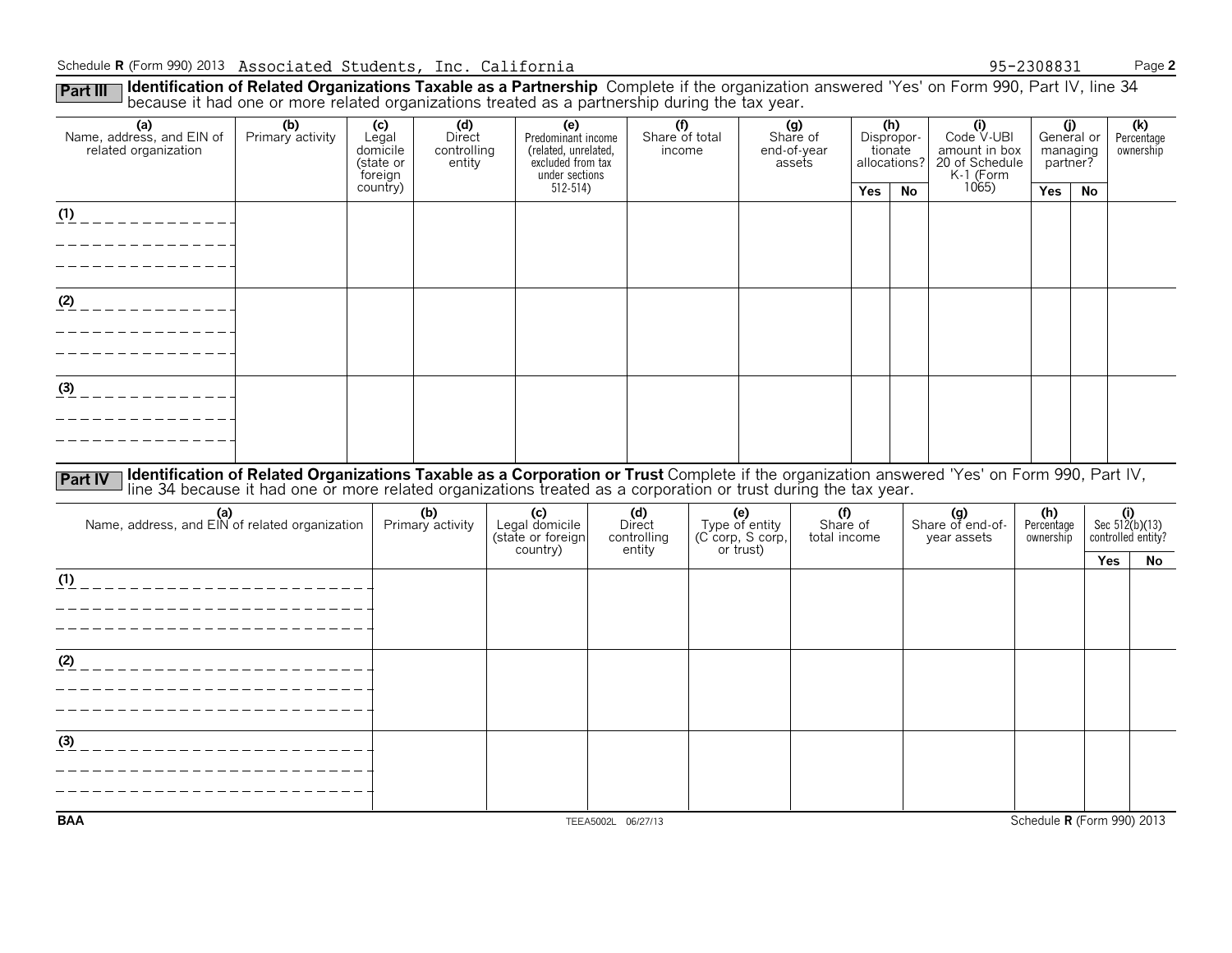Schedule **R** (Form 990) 2013 Associated Students, Inc. California 95-2308831 Page **2**

**Part III** **Identification of Related Organizations Taxable as a Partnership** Complete if the organization answered 'Yes' on Form 990, Part IV, line 34 because it had one or more related organizations treated as a partnership during the tax year.

| (a) Name, address, and EIN of related organization | (b) Primary activity | (c) Legal domicile (state or foreign country) | (d) Direct controlling entity | (e) Predominant income (related, unrelated, excluded from tax under sections 512-514) | (f) Share of total income | (g) Share of end-of-year assets | (h) Dispropor-tionate allocations? | | (i) Code V-UBI amount in box 20 of Schedule K-1 (Form 1065) | (j) General or managing partner? | | (k) Percentage ownership |
|---|---|---|---|---|---|---|---|---|---|---|---|---|
| | | | | | | | Yes | No | | Yes | No | |
| (1) | | | | | | | | | | | | |
| (2) | | | | | | | | | | | | |
| (3) | | | | | | | | | | | | |

**Part IV** **Identification of Related Organizations Taxable as a Corporation or Trust** Complete if the organization answered 'Yes' on Form 990, Part IV, line 34 because it had one or more related organizations treated as a corporation or trust during the tax year.

| (a) Name, address, and EIN of related organization | (b) Primary activity | (c) Legal domicile (state or foreign country) | (d) Direct controlling entity | (e) Type of entity (C corp, S corp, or trust) | (f) Share of total income | (g) Share of end-of-year assets | (h) Percentage ownership | (i) Sec 512(b)(13) controlled entity? | |
|---|---|---|---|---|---|---|---|---|---|
| | | | | | | | | Yes | No |
| (1) | | | | | | | | | |
| (2) | | | | | | | | | |
| (3) | | | | | | | | | |

BAA TEEA5002L 06/27/13 Schedule **R** (Form 990) 2013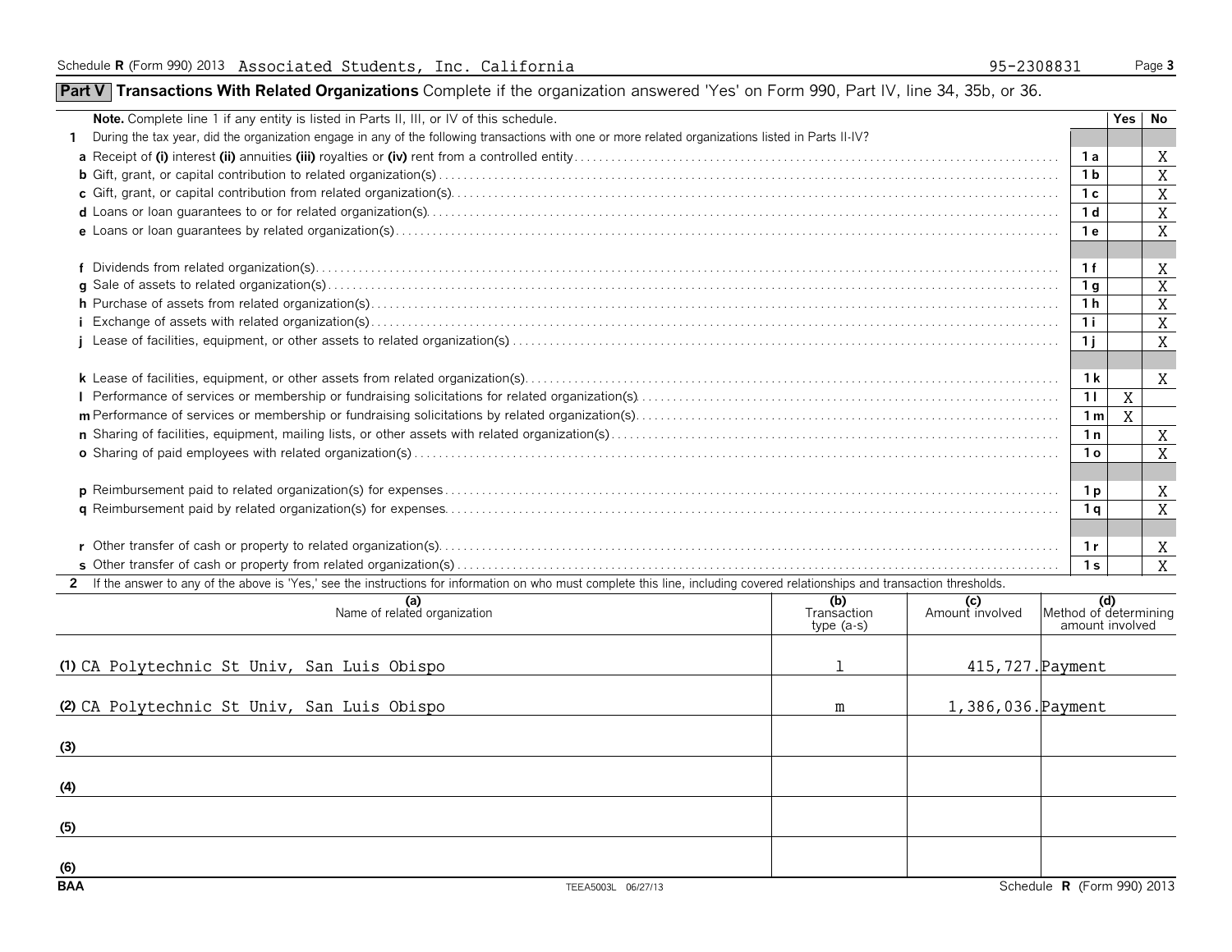Schedule R (Form 990) 2013 Associated Students, Inc. California 95-2308831

## Part V Transactions With Related Organizations

Complete if the organization answered 'Yes' on Form 990, Part IV, line 34, 35b, or 36.

| Note. Complete line 1 if any entity is listed in Parts II, III, or IV of this schedule. | | Yes | No |
|---|---|---|---|
| **1** During the tax year, did the organization engage in any of the following transactions with one or more related organizations listed in Parts II-IV? | | | |
| **a** Receipt of **(i)** interest **(ii)** annuities **(iii)** royalties or **(iv)** rent from a controlled entity | 1a | | X |
| **b** Gift, grant, or capital contribution to related organization(s) | 1b | | X |
| **c** Gift, grant, or capital contribution from related organization(s) | 1c | | X |
| **d** Loans or loan guarantees to or for related organization(s) | 1d | | X |
| **e** Loans or loan guarantees by related organization(s) | 1e | | X |
| **f** Dividends from related organization(s) | 1f | | X |
| **g** Sale of assets to related organization(s) | 1g | | X |
| **h** Purchase of assets from related organization(s) | 1h | | X |
| **i** Exchange of assets with related organization(s) | 1i | | X |
| **j** Lease of facilities, equipment, or other assets to related organization(s) | 1j | | X |
| **k** Lease of facilities, equipment, or other assets from related organization(s) | 1k | | X |
| **l** Performance of services or membership or fundraising solicitations for related organization(s) | 1l | X | |
| **m** Performance of services or membership or fundraising solicitations by related organization(s) | 1m | X | |
| **n** Sharing of facilities, equipment, mailing lists, or other assets with related organization(s) | 1n | | X |
| **o** Sharing of paid employees with related organization(s) | 1o | | X |
| **p** Reimbursement paid to related organization(s) for expenses | 1p | | X |
| **q** Reimbursement paid by related organization(s) for expenses | 1q | | X |
| **r** Other transfer of cash or property to related organization(s) | 1r | | X |
| **s** Other transfer of cash or property from related organization(s) | 1s | | X |

**2** If the answer to any of the above is 'Yes,' see the instructions for information on who must complete this line, including covered relationships and transaction thresholds.

| (a) Name of related organization | (b) Transaction type (a-s) | (c) Amount involved | (d) Method of determining amount involved |
|---|---|---|---|
| (1) CA Polytechnic St Univ, San Luis Obispo | l | 415,727. | Payment |
| (2) CA Polytechnic St Univ, San Luis Obispo | m | 1,386,036. | Payment |
| (3) | | | |
| (4) | | | |
| (5) | | | |
| (6) | | | |

BAA TEEA5003L 06/27/13 Schedule R (Form 990) 2013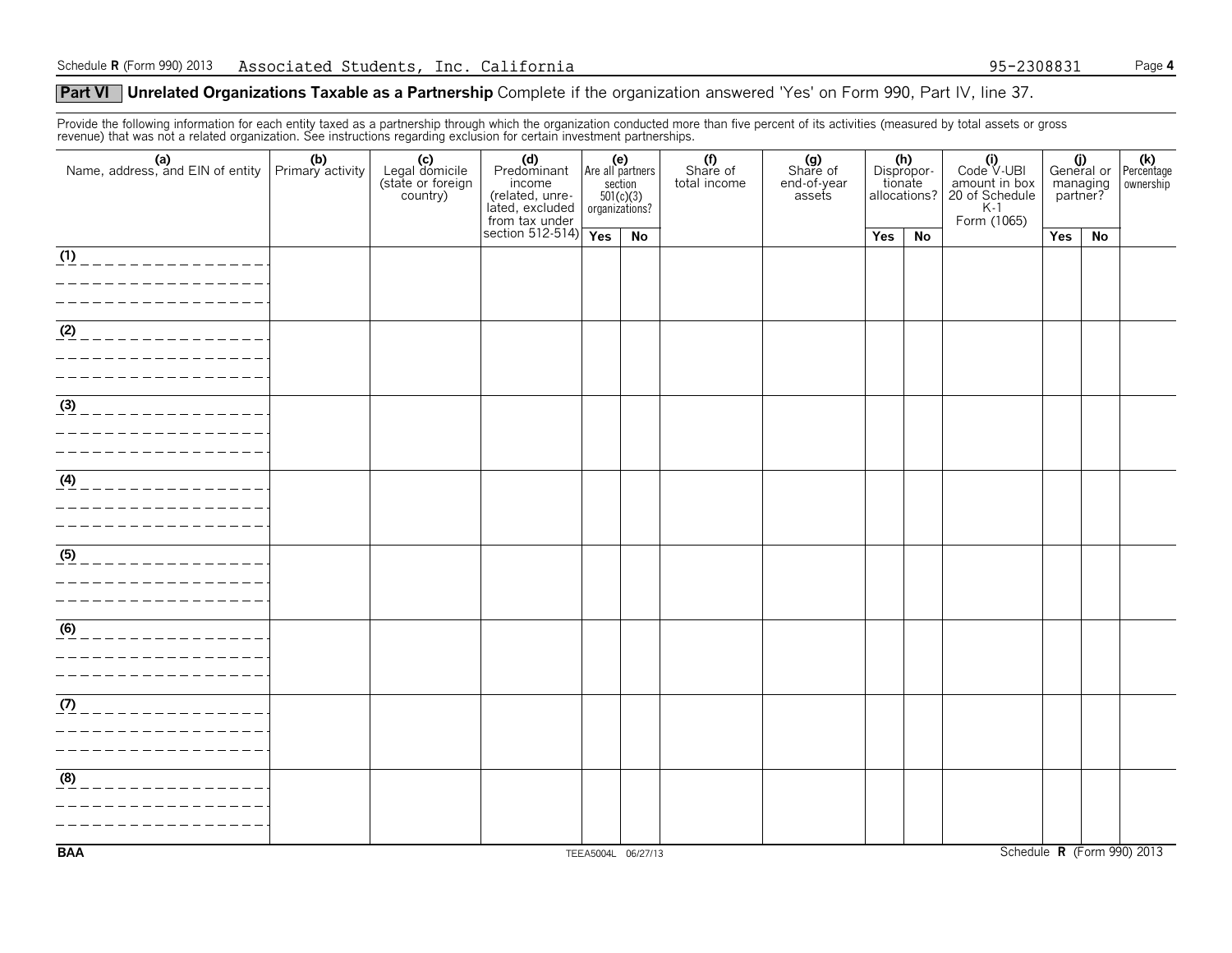Schedule R (Form 990) 2013 Associated Students, Inc. California 95-2308831

## Part VI Unrelated Organizations Taxable as a Partnership

Complete if the organization answered 'Yes' on Form 990, Part IV, line 37.

Provide the following information for each entity taxed as a partnership through which the organization conducted more than five percent of its activities (measured by total assets or gross revenue) that was not a related organization. See instructions regarding exclusion for certain investment partnerships.

| (a) Name, address, and EIN of entity | (b) Primary activity | (c) Legal domicile (state or foreign country) | (d) Predominant income (related, unrelated, excluded from tax under section 512-514) | (e) Are all partners section 501(c)(3) organizations? | | (f) Share of total income | (g) Share of end-of-year assets | (h) Disproportionate allocations? | | (i) Code V-UBI amount in box 20 of Schedule K-1 Form (1065) | (j) General or managing partner? | | (k) Percentage ownership |
|---|---|---|---|---|---|---|---|---|---|---|---|---|---|
| | | | | Yes | No | | | Yes | No | | Yes | No | |
| (1) | | | | | | | | | | | | | |
| (2) | | | | | | | | | | | | | |
| (3) | | | | | | | | | | | | | |
| (4) | | | | | | | | | | | | | |
| (5) | | | | | | | | | | | | | |
| (6) | | | | | | | | | | | | | |
| (7) | | | | | | | | | | | | | |
| (8) | | | | | | | | | | | | | |

BAA TEEA5004L 06/27/13 Schedule R (Form 990) 2013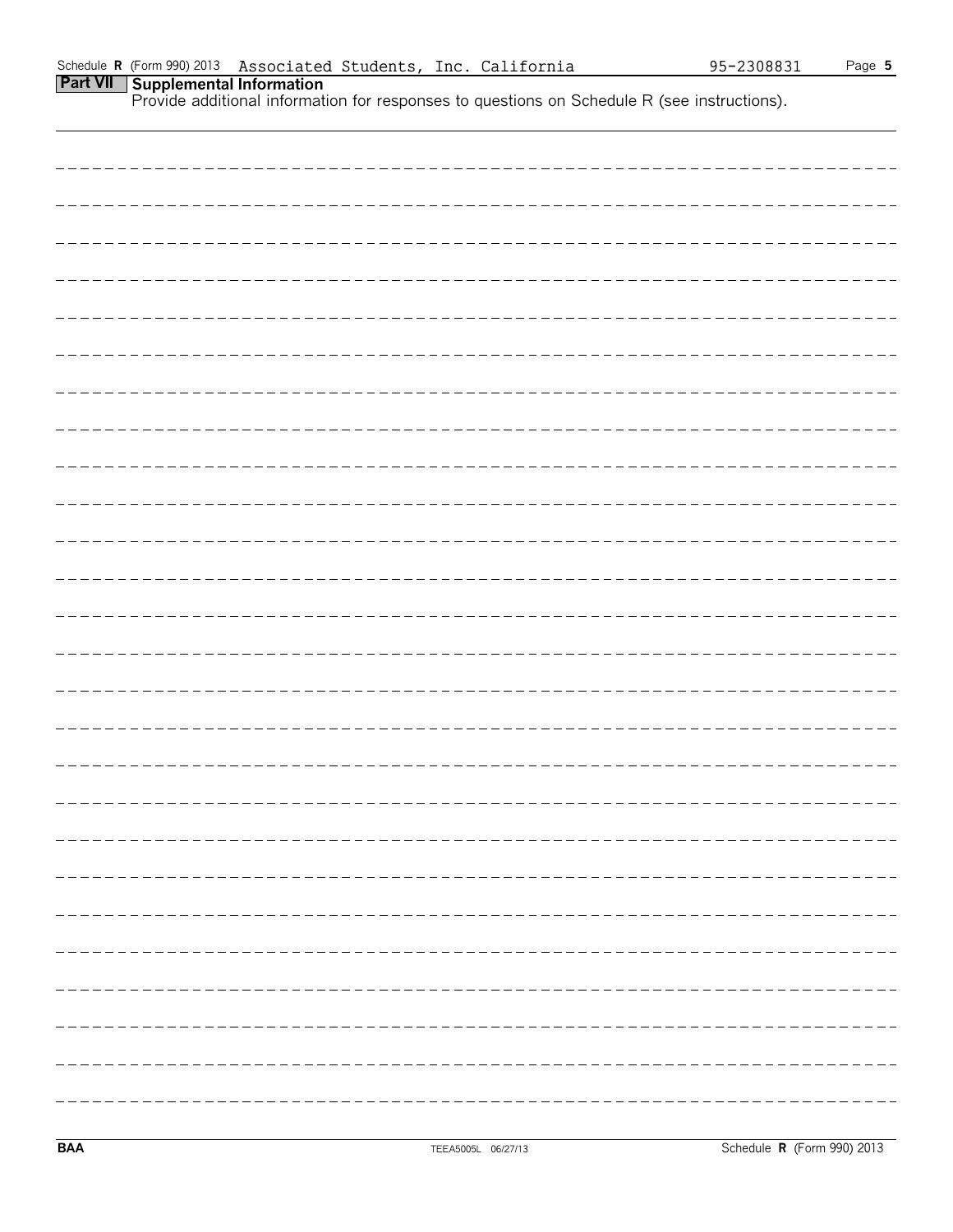Schedule **R** (Form 990) 2013 Associated Students, Inc. California 95-2308831

**Part VII** **Supplemental Information**

Provide additional information for responses to questions on Schedule R (see instructions).

**BAA** TEEA5005L 06/27/13 Schedule **R** (Form 990) 2013